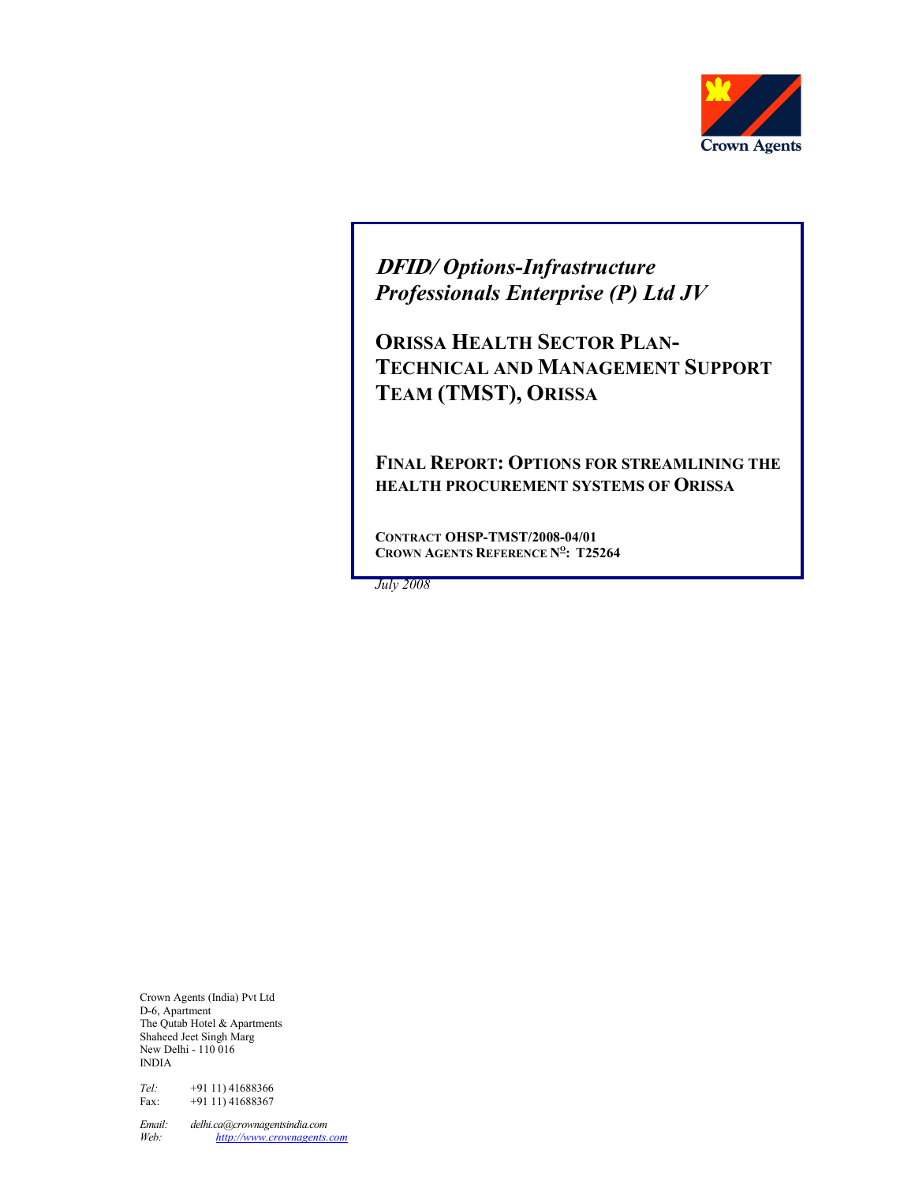Crown Agents

*DFID/ Options-Infrastructure Professionals Enterprise (P) Ltd JV*

# ORISSA HEALTH SECTOR PLAN- TECHNICAL AND MANAGEMENT SUPPORT TEAM (TMST), ORISSA

## FINAL REPORT: OPTIONS FOR STREAMLINING THE HEALTH PROCUREMENT SYSTEMS OF ORISSA

**CONTRACT OHSP-TMST/2008-04/01**
**CROWN AGENTS REFERENCE N$^{o}$: T25264**

*July 2008*

Crown Agents (India) Pvt Ltd
D-6, Apartment
The Qutab Hotel & Apartments
Shaheed Jeet Singh Marg
New Delhi - 110 016
INDIA

*Tel:* +91 11) 41688366
Fax: +91 11) 41688367

*Email:* *delhi.ca@crownagentsindia.com*
*Web:* *http://www.crownagents.com*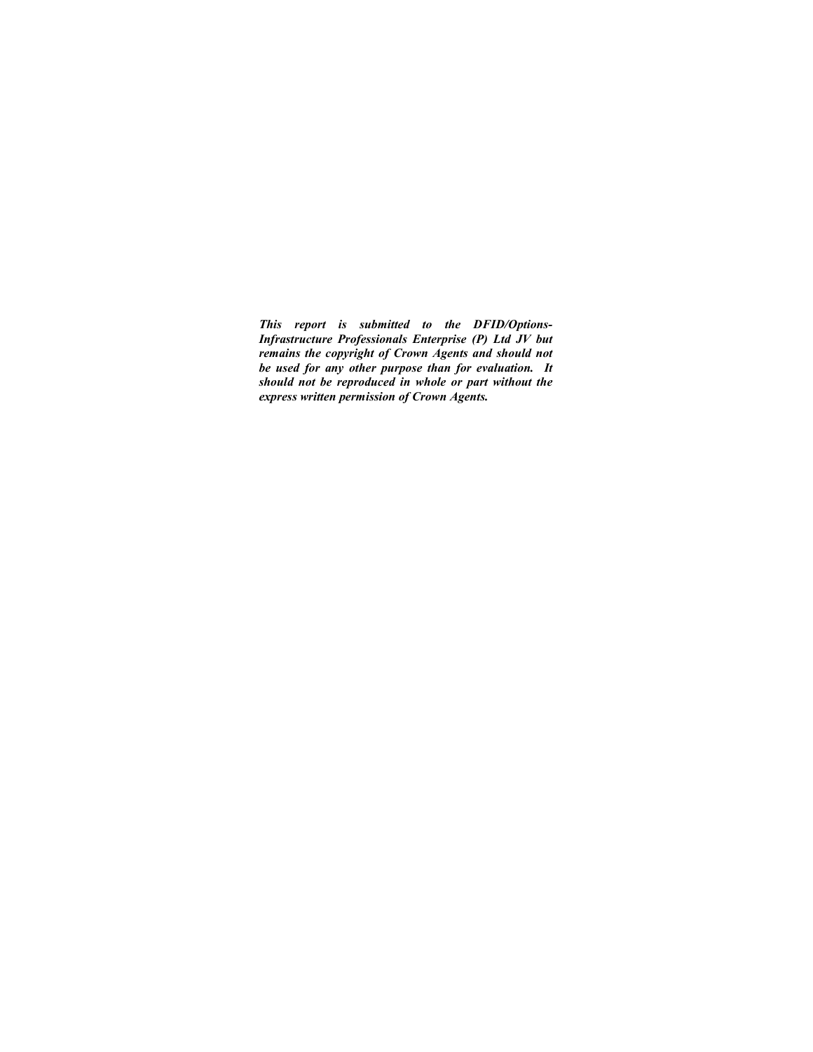***This report is submitted to the DFID/Options-Infrastructure Professionals Enterprise (P) Ltd JV but remains the copyright of Crown Agents and should not be used for any other purpose than for evaluation. It should not be reproduced in whole or part without the express written permission of Crown Agents.***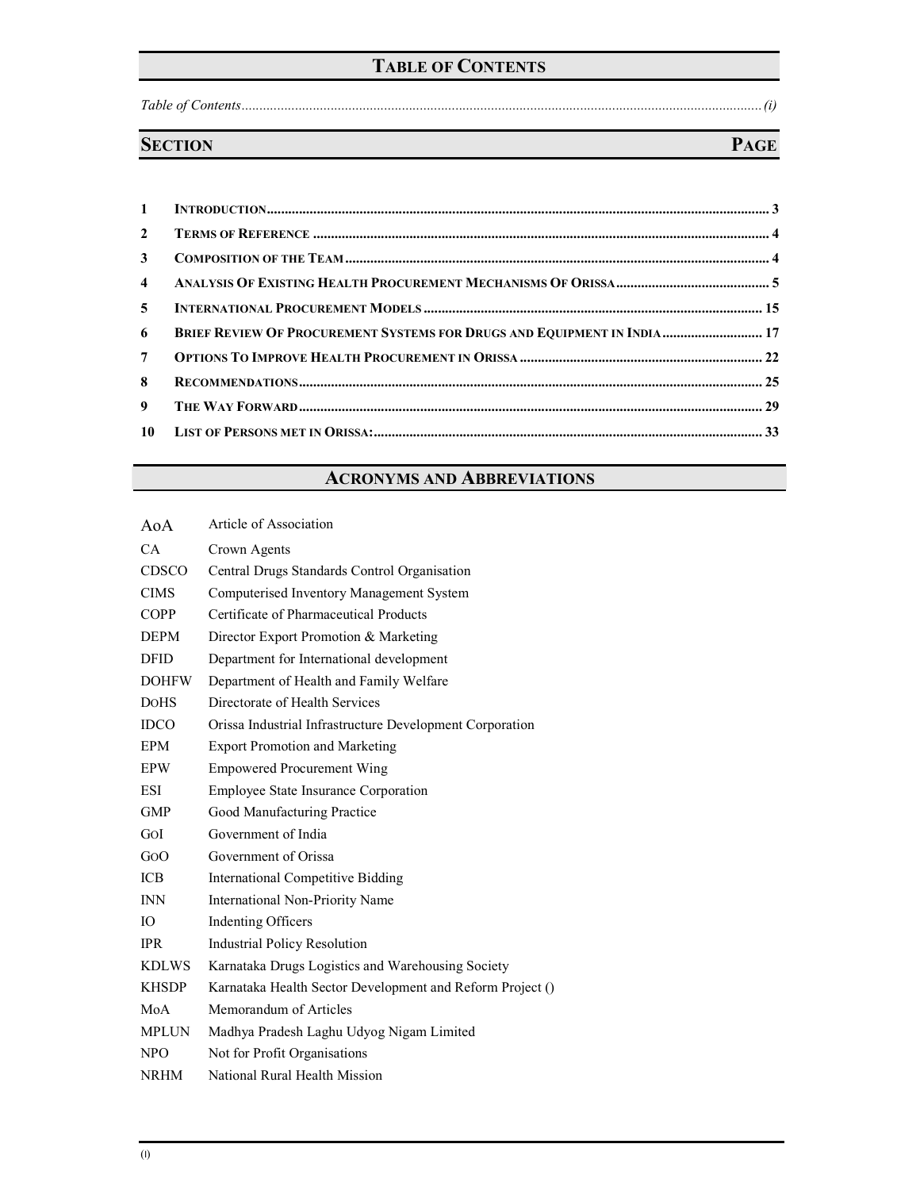## TABLE OF CONTENTS

*Table of Contents........................................................................................................................................(i)*

| SECTION | | PAGE |
|---|---|---|
| 1 | INTRODUCTION | 3 |
| 2 | TERMS OF REFERENCE | 4 |
| 3 | COMPOSITION OF THE TEAM | 4 |
| 4 | ANALYSIS OF EXISTING HEALTH PROCUREMENT MECHANISMS OF ORISSA | 5 |
| 5 | INTERNATIONAL PROCUREMENT MODELS | 15 |
| 6 | BRIEF REVIEW OF PROCUREMENT SYSTEMS FOR DRUGS AND EQUIPMENT IN INDIA | 17 |
| 7 | OPTIONS TO IMPROVE HEALTH PROCUREMENT IN ORISSA | 22 |
| 8 | RECOMMENDATIONS | 25 |
| 9 | THE WAY FORWARD | 29 |
| 10 | LIST OF PERSONS MET IN ORISSA: | 33 |

## ACRONYMS AND ABBREVIATIONS

| | |
|---|---|
| AoA | Article of Association |
| CA | Crown Agents |
| CDSCO | Central Drugs Standards Control Organisation |
| CIMS | Computerised Inventory Management System |
| COPP | Certificate of Pharmaceutical Products |
| DEPM | Director Export Promotion & Marketing |
| DFID | Department for International development |
| DOHFW | Department of Health and Family Welfare |
| DoHS | Directorate of Health Services |
| IDCO | Orissa Industrial Infrastructure Development Corporation |
| EPM | Export Promotion and Marketing |
| EPW | Empowered Procurement Wing |
| ESI | Employee State Insurance Corporation |
| GMP | Good Manufacturing Practice |
| GoI | Government of India |
| GoO | Government of Orissa |
| ICB | International Competitive Bidding |
| INN | International Non-Priority Name |
| IO | Indenting Officers |
| IPR | Industrial Policy Resolution |
| KDLWS | Karnataka Drugs Logistics and Warehousing Society |
| KHSDP | Karnataka Health Sector Development and Reform Project () |
| MoA | Memorandum of Articles |
| MPLUN | Madhya Pradesh Laghu Udyog Nigam Limited |
| NPO | Not for Profit Organisations |
| NRHM | National Rural Health Mission |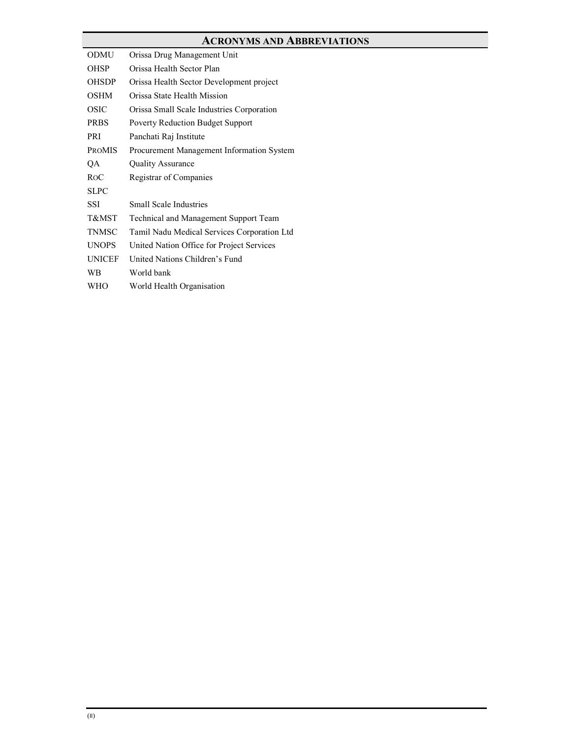## ACRONYMS AND ABBREVIATIONS

| | |
|---|---|
| ODMU | Orissa Drug Management Unit |
| OHSP | Orissa Health Sector Plan |
| OHSDP | Orissa Health Sector Development project |
| OSHM | Orissa State Health Mission |
| OSIC | Orissa Small Scale Industries Corporation |
| PRBS | Poverty Reduction Budget Support |
| PRI | Panchati Raj Institute |
| PROMIS | Procurement Management Information System |
| QA | Quality Assurance |
| ROC | Registrar of Companies |
| SLPC | |
| SSI | Small Scale Industries |
| T&MST | Technical and Management Support Team |
| TNMSC | Tamil Nadu Medical Services Corporation Ltd |
| UNOPS | United Nation Office for Project Services |
| UNICEF | United Nations Children's Fund |
| WB | World bank |
| WHO | World Health Organisation |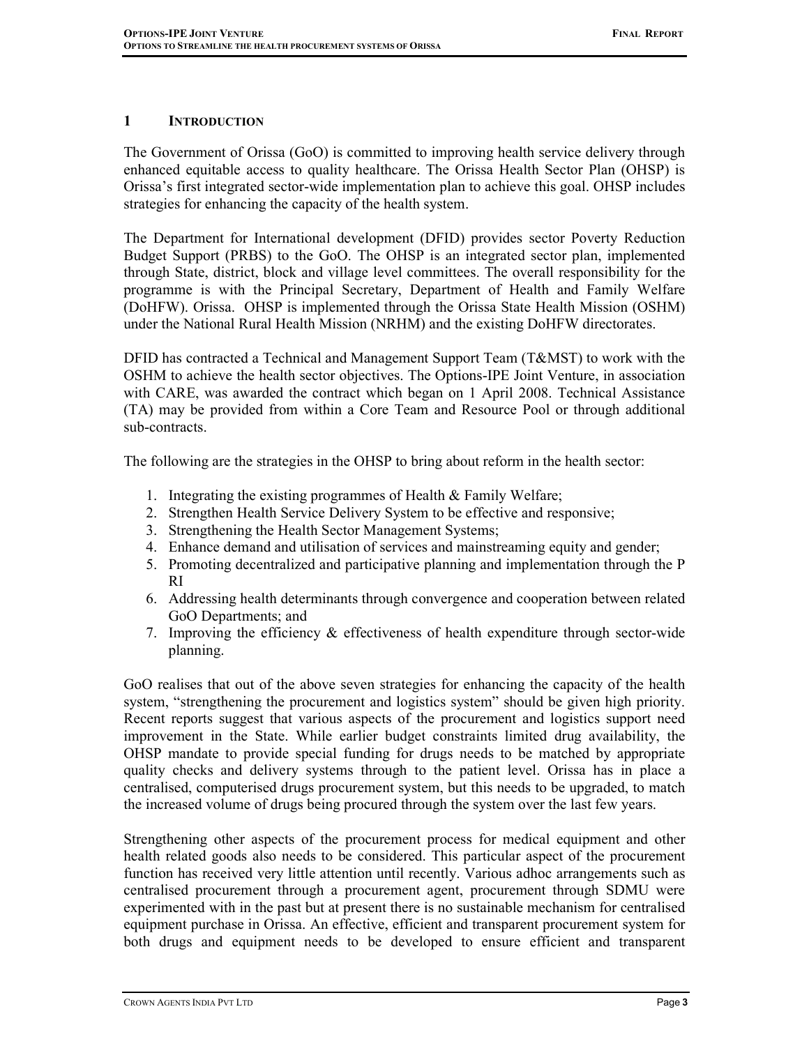# 1 INTRODUCTION

The Government of Orissa (GoO) is committed to improving health service delivery through enhanced equitable access to quality healthcare. The Orissa Health Sector Plan (OHSP) is Orissa's first integrated sector-wide implementation plan to achieve this goal. OHSP includes strategies for enhancing the capacity of the health system.

The Department for International development (DFID) provides sector Poverty Reduction Budget Support (PRBS) to the GoO. The OHSP is an integrated sector plan, implemented through State, district, block and village level committees. The overall responsibility for the programme is with the Principal Secretary, Department of Health and Family Welfare (DoHFW). Orissa. OHSP is implemented through the Orissa State Health Mission (OSHM) under the National Rural Health Mission (NRHM) and the existing DoHFW directorates.

DFID has contracted a Technical and Management Support Team (T&MST) to work with the OSHM to achieve the health sector objectives. The Options-IPE Joint Venture, in association with CARE, was awarded the contract which began on 1 April 2008. Technical Assistance (TA) may be provided from within a Core Team and Resource Pool or through additional sub-contracts.

The following are the strategies in the OHSP to bring about reform in the health sector:

1. Integrating the existing programmes of Health & Family Welfare;
2. Strengthen Health Service Delivery System to be effective and responsive;
3. Strengthening the Health Sector Management Systems;
4. Enhance demand and utilisation of services and mainstreaming equity and gender;
5. Promoting decentralized and participative planning and implementation through the P RI
6. Addressing health determinants through convergence and cooperation between related GoO Departments; and
7. Improving the efficiency & effectiveness of health expenditure through sector-wide planning.

GoO realises that out of the above seven strategies for enhancing the capacity of the health system, "strengthening the procurement and logistics system" should be given high priority. Recent reports suggest that various aspects of the procurement and logistics support need improvement in the State. While earlier budget constraints limited drug availability, the OHSP mandate to provide special funding for drugs needs to be matched by appropriate quality checks and delivery systems through to the patient level. Orissa has in place a centralised, computerised drugs procurement system, but this needs to be upgraded, to match the increased volume of drugs being procured through the system over the last few years.

Strengthening other aspects of the procurement process for medical equipment and other health related goods also needs to be considered. This particular aspect of the procurement function has received very little attention until recently. Various adhoc arrangements such as centralised procurement through a procurement agent, procurement through SDMU were experimented with in the past but at present there is no sustainable mechanism for centralised equipment purchase in Orissa. An effective, efficient and transparent procurement system for both drugs and equipment needs to be developed to ensure efficient and transparent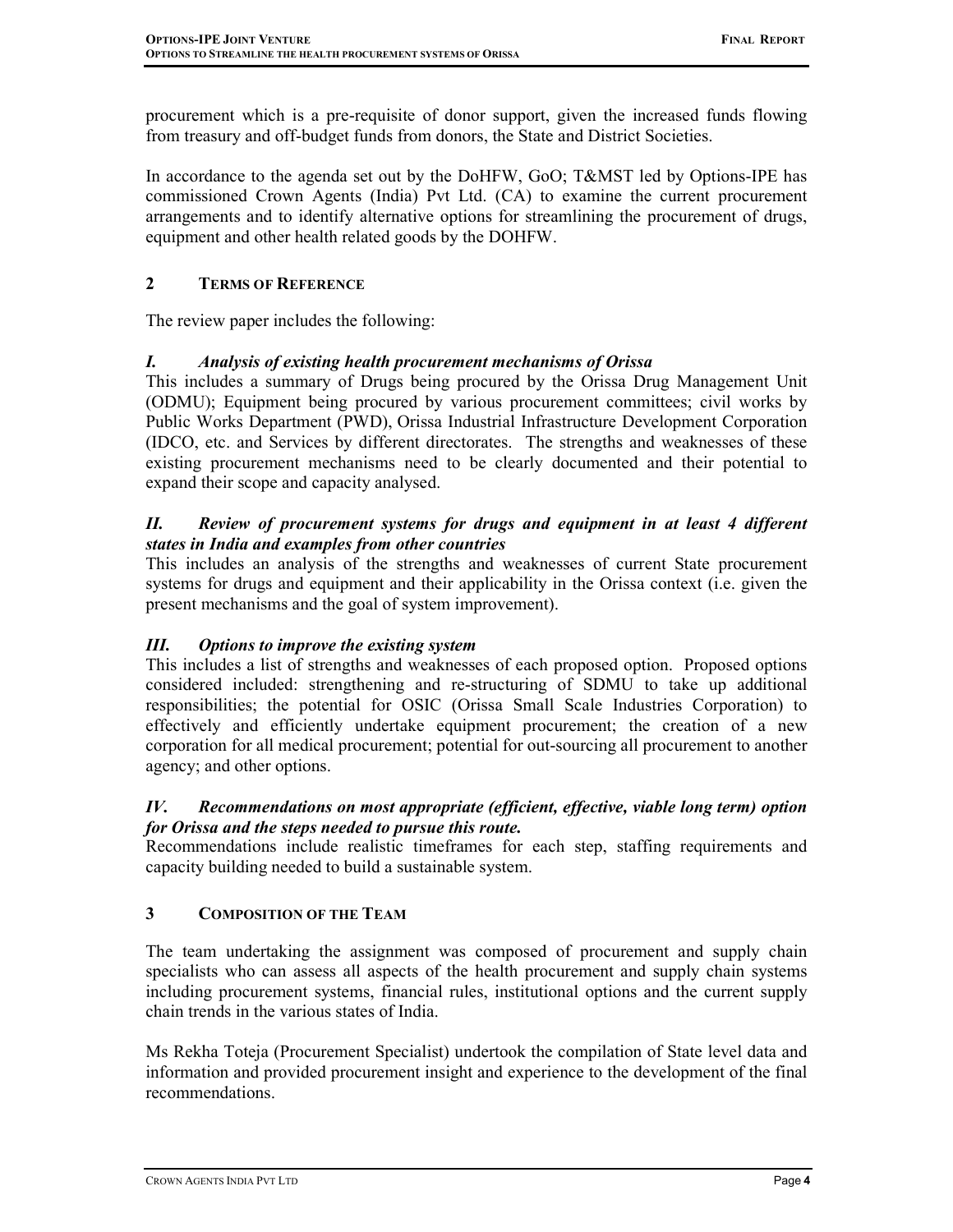procurement which is a pre-requisite of donor support, given the increased funds flowing from treasury and off-budget funds from donors, the State and District Societies.

In accordance to the agenda set out by the DoHFW, GoO; T&MST led by Options-IPE has commissioned Crown Agents (India) Pvt Ltd. (CA) to examine the current procurement arrangements and to identify alternative options for streamlining the procurement of drugs, equipment and other health related goods by the DOHFW.

## 2 TERMS OF REFERENCE

The review paper includes the following:

### *I. Analysis of existing health procurement mechanisms of Orissa*

This includes a summary of Drugs being procured by the Orissa Drug Management Unit (ODMU); Equipment being procured by various procurement committees; civil works by Public Works Department (PWD), Orissa Industrial Infrastructure Development Corporation (IDCO, etc. and Services by different directorates. The strengths and weaknesses of these existing procurement mechanisms need to be clearly documented and their potential to expand their scope and capacity analysed.

### *II. Review of procurement systems for drugs and equipment in at least 4 different states in India and examples from other countries*

This includes an analysis of the strengths and weaknesses of current State procurement systems for drugs and equipment and their applicability in the Orissa context (i.e. given the present mechanisms and the goal of system improvement).

### *III. Options to improve the existing system*

This includes a list of strengths and weaknesses of each proposed option. Proposed options considered included: strengthening and re-structuring of SDMU to take up additional responsibilities; the potential for OSIC (Orissa Small Scale Industries Corporation) to effectively and efficiently undertake equipment procurement; the creation of a new corporation for all medical procurement; potential for out-sourcing all procurement to another agency; and other options.

### *IV. Recommendations on most appropriate (efficient, effective, viable long term) option for Orissa and the steps needed to pursue this route.*

Recommendations include realistic timeframes for each step, staffing requirements and capacity building needed to build a sustainable system.

## 3 COMPOSITION OF THE TEAM

The team undertaking the assignment was composed of procurement and supply chain specialists who can assess all aspects of the health procurement and supply chain systems including procurement systems, financial rules, institutional options and the current supply chain trends in the various states of India.

Ms Rekha Toteja (Procurement Specialist) undertook the compilation of State level data and information and provided procurement insight and experience to the development of the final recommendations.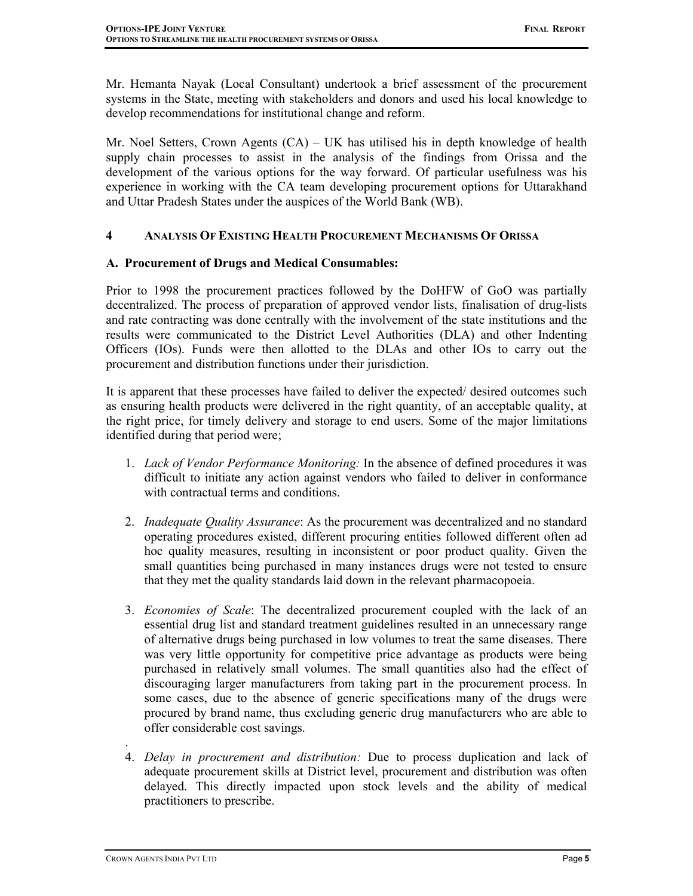Mr. Hemanta Nayak (Local Consultant) undertook a brief assessment of the procurement systems in the State, meeting with stakeholders and donors and used his local knowledge to develop recommendations for institutional change and reform.

Mr. Noel Setters, Crown Agents (CA) – UK has utilised his in depth knowledge of health supply chain processes to assist in the analysis of the findings from Orissa and the development of the various options for the way forward. Of particular usefulness was his experience in working with the CA team developing procurement options for Uttarakhand and Uttar Pradesh States under the auspices of the World Bank (WB).

## 4 ANALYSIS OF EXISTING HEALTH PROCUREMENT MECHANISMS OF ORISSA

### A. Procurement of Drugs and Medical Consumables:

Prior to 1998 the procurement practices followed by the DoHFW of GoO was partially decentralized. The process of preparation of approved vendor lists, finalisation of drug-lists and rate contracting was done centrally with the involvement of the state institutions and the results were communicated to the District Level Authorities (DLA) and other Indenting Officers (IOs). Funds were then allotted to the DLAs and other IOs to carry out the procurement and distribution functions under their jurisdiction.

It is apparent that these processes have failed to deliver the expected/ desired outcomes such as ensuring health products were delivered in the right quantity, of an acceptable quality, at the right price, for timely delivery and storage to end users. Some of the major limitations identified during that period were;

1. *Lack of Vendor Performance Monitoring:* In the absence of defined procedures it was difficult to initiate any action against vendors who failed to deliver in conformance with contractual terms and conditions.

2. *Inadequate Quality Assurance*: As the procurement was decentralized and no standard operating procedures existed, different procuring entities followed different often ad hoc quality measures, resulting in inconsistent or poor product quality. Given the small quantities being purchased in many instances drugs were not tested to ensure that they met the quality standards laid down in the relevant pharmacopoeia.

3. *Economies of Scale*: The decentralized procurement coupled with the lack of an essential drug list and standard treatment guidelines resulted in an unnecessary range of alternative drugs being purchased in low volumes to treat the same diseases. There was very little opportunity for competitive price advantage as products were being purchased in relatively small volumes. The small quantities also had the effect of discouraging larger manufacturers from taking part in the procurement process. In some cases, due to the absence of generic specifications many of the drugs were procured by brand name, thus excluding generic drug manufacturers who are able to offer considerable cost savings.

4. *Delay in procurement and distribution:* Due to process duplication and lack of adequate procurement skills at District level, procurement and distribution was often delayed. This directly impacted upon stock levels and the ability of medical practitioners to prescribe.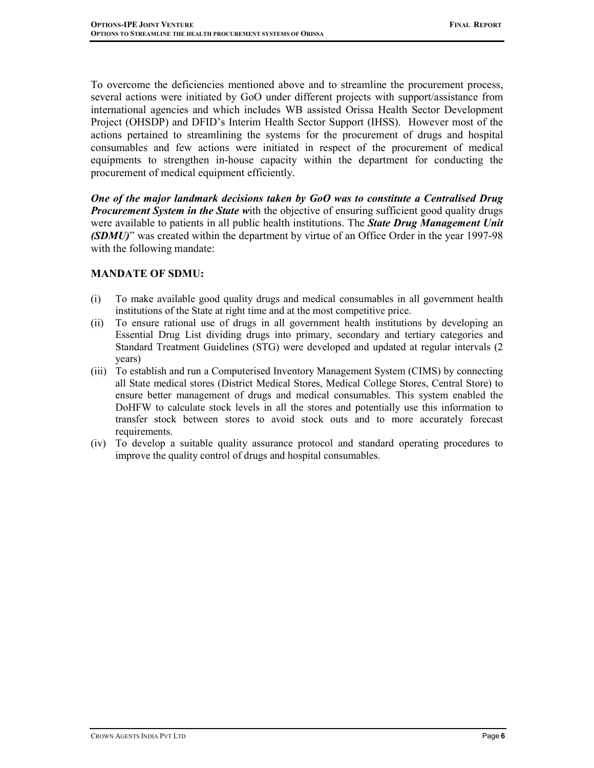To overcome the deficiencies mentioned above and to streamline the procurement process, several actions were initiated by GoO under different projects with support/assistance from international agencies and which includes WB assisted Orissa Health Sector Development Project (OHSDP) and DFID's Interim Health Sector Support (IHSS). However most of the actions pertained to streamlining the systems for the procurement of drugs and hospital consumables and few actions were initiated in respect of the procurement of medical equipments to strengthen in-house capacity within the department for conducting the procurement of medical equipment efficiently.

***One of the major landmark decisions taken by GoO was to constitute a Centralised Drug Procurement System in the State w***ith the objective of ensuring sufficient good quality drugs were available to patients in all public health institutions. The ***State Drug Management Unit (SDMU)***" was created within the department by virtue of an Office Order in the year 1997-98 with the following mandate:

**MANDATE OF SDMU:**

(i) To make available good quality drugs and medical consumables in all government health institutions of the State at right time and at the most competitive price.

(ii) To ensure rational use of drugs in all government health institutions by developing an Essential Drug List dividing drugs into primary, secondary and tertiary categories and Standard Treatment Guidelines (STG) were developed and updated at regular intervals (2 years)

(iii) To establish and run a Computerised Inventory Management System (CIMS) by connecting all State medical stores (District Medical Stores, Medical College Stores, Central Store) to ensure better management of drugs and medical consumables. This system enabled the DoHFW to calculate stock levels in all the stores and potentially use this information to transfer stock between stores to avoid stock outs and to more accurately forecast requirements.

(iv) To develop a suitable quality assurance protocol and standard operating procedures to improve the quality control of drugs and hospital consumables.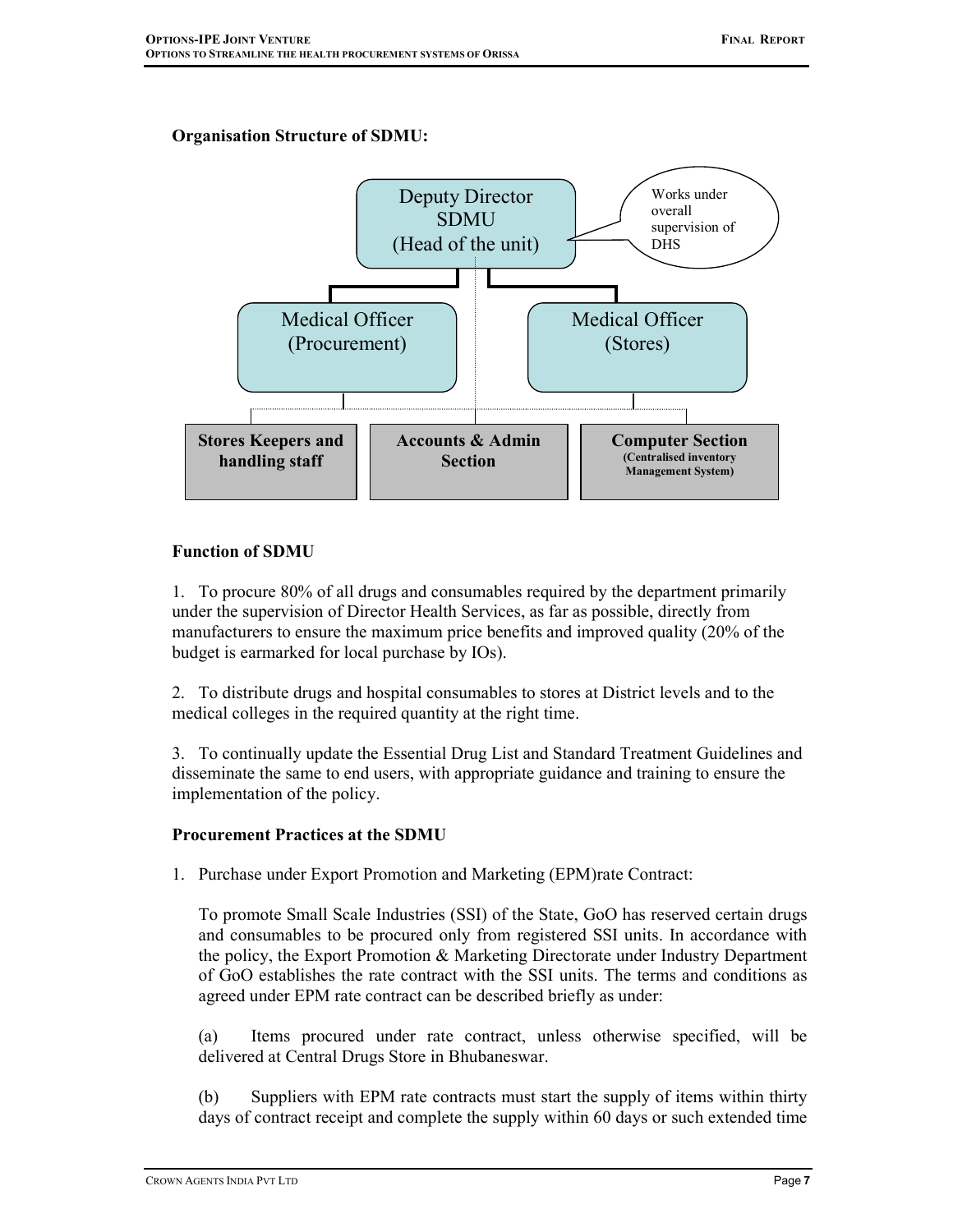**Organisation Structure of SDMU:**

Deputy Director SDMU (Head of the unit)

Works under overall supervision of DHS

Medical Officer (Procurement)

Medical Officer (Stores)

**Stores Keepers and handling staff**

**Accounts & Admin Section**

**Computer Section** **(Centralised inventory Management System)**

**Function of SDMU**

1. To procure 80% of all drugs and consumables required by the department primarily under the supervision of Director Health Services, as far as possible, directly from manufacturers to ensure the maximum price benefits and improved quality (20% of the budget is earmarked for local purchase by IOs).

2. To distribute drugs and hospital consumables to stores at District levels and to the medical colleges in the required quantity at the right time.

3. To continually update the Essential Drug List and Standard Treatment Guidelines and disseminate the same to end users, with appropriate guidance and training to ensure the implementation of the policy.

**Procurement Practices at the SDMU**

1. Purchase under Export Promotion and Marketing (EPM)rate Contract:

   To promote Small Scale Industries (SSI) of the State, GoO has reserved certain drugs and consumables to be procured only from registered SSI units. In accordance with the policy, the Export Promotion & Marketing Directorate under Industry Department of GoO establishes the rate contract with the SSI units. The terms and conditions as agreed under EPM rate contract can be described briefly as under:

   (a) Items procured under rate contract, unless otherwise specified, will be delivered at Central Drugs Store in Bhubaneswar.

   (b) Suppliers with EPM rate contracts must start the supply of items within thirty days of contract receipt and complete the supply within 60 days or such extended time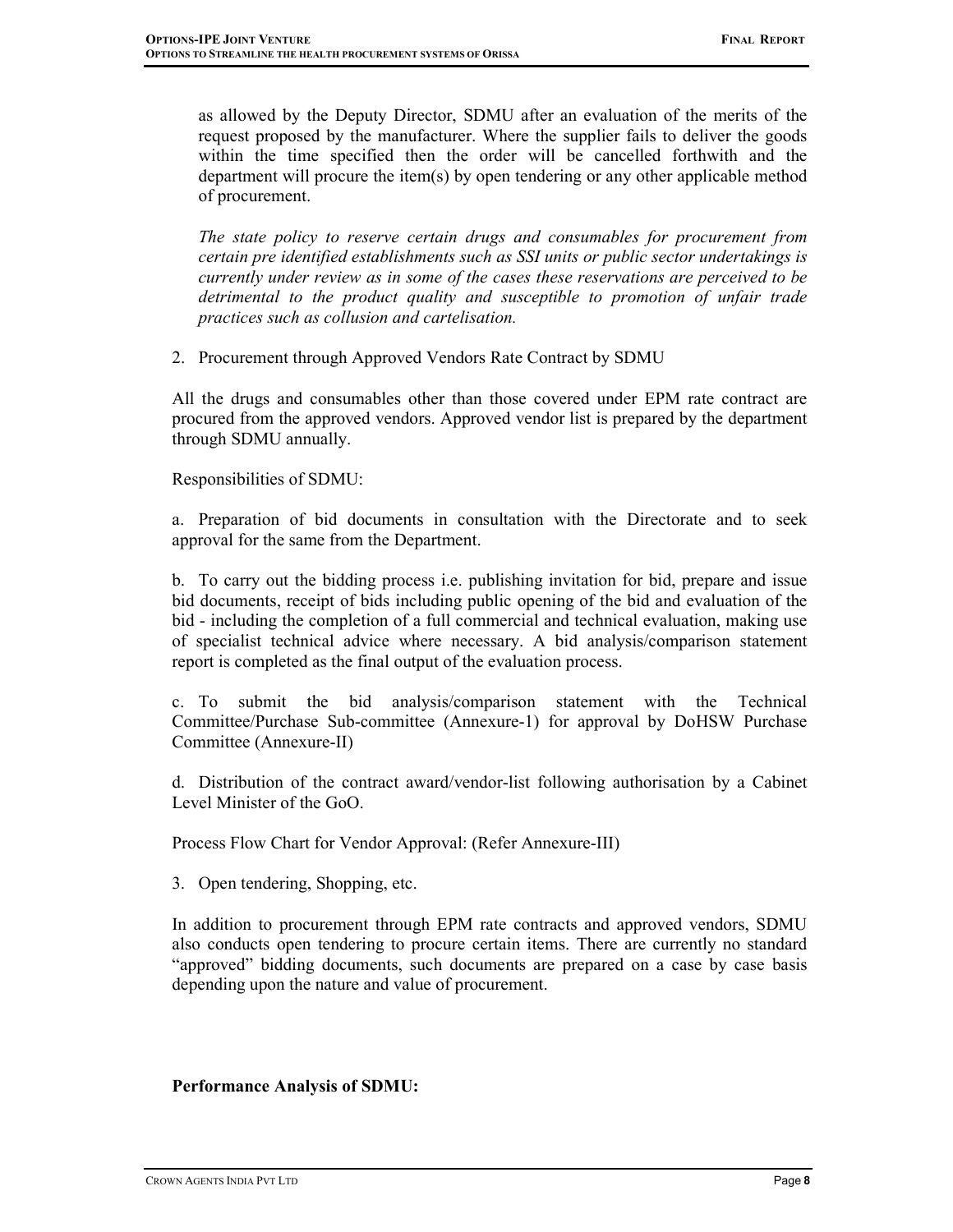as allowed by the Deputy Director, SDMU after an evaluation of the merits of the request proposed by the manufacturer. Where the supplier fails to deliver the goods within the time specified then the order will be cancelled forthwith and the department will procure the item(s) by open tendering or any other applicable method of procurement.

*The state policy to reserve certain drugs and consumables for procurement from certain pre identified establishments such as SSI units or public sector undertakings is currently under review as in some of the cases these reservations are perceived to be detrimental to the product quality and susceptible to promotion of unfair trade practices such as collusion and cartelisation.*

2. Procurement through Approved Vendors Rate Contract by SDMU

All the drugs and consumables other than those covered under EPM rate contract are procured from the approved vendors. Approved vendor list is prepared by the department through SDMU annually.

Responsibilities of SDMU:

a. Preparation of bid documents in consultation with the Directorate and to seek approval for the same from the Department.

b. To carry out the bidding process i.e. publishing invitation for bid, prepare and issue bid documents, receipt of bids including public opening of the bid and evaluation of the bid - including the completion of a full commercial and technical evaluation, making use of specialist technical advice where necessary. A bid analysis/comparison statement report is completed as the final output of the evaluation process.

c. To submit the bid analysis/comparison statement with the Technical Committee/Purchase Sub-committee (Annexure-1) for approval by DoHSW Purchase Committee (Annexure-II)

d. Distribution of the contract award/vendor-list following authorisation by a Cabinet Level Minister of the GoO.

Process Flow Chart for Vendor Approval: (Refer Annexure-III)

3. Open tendering, Shopping, etc.

In addition to procurement through EPM rate contracts and approved vendors, SDMU also conducts open tendering to procure certain items. There are currently no standard "approved" bidding documents, such documents are prepared on a case by case basis depending upon the nature and value of procurement.

**Performance Analysis of SDMU:**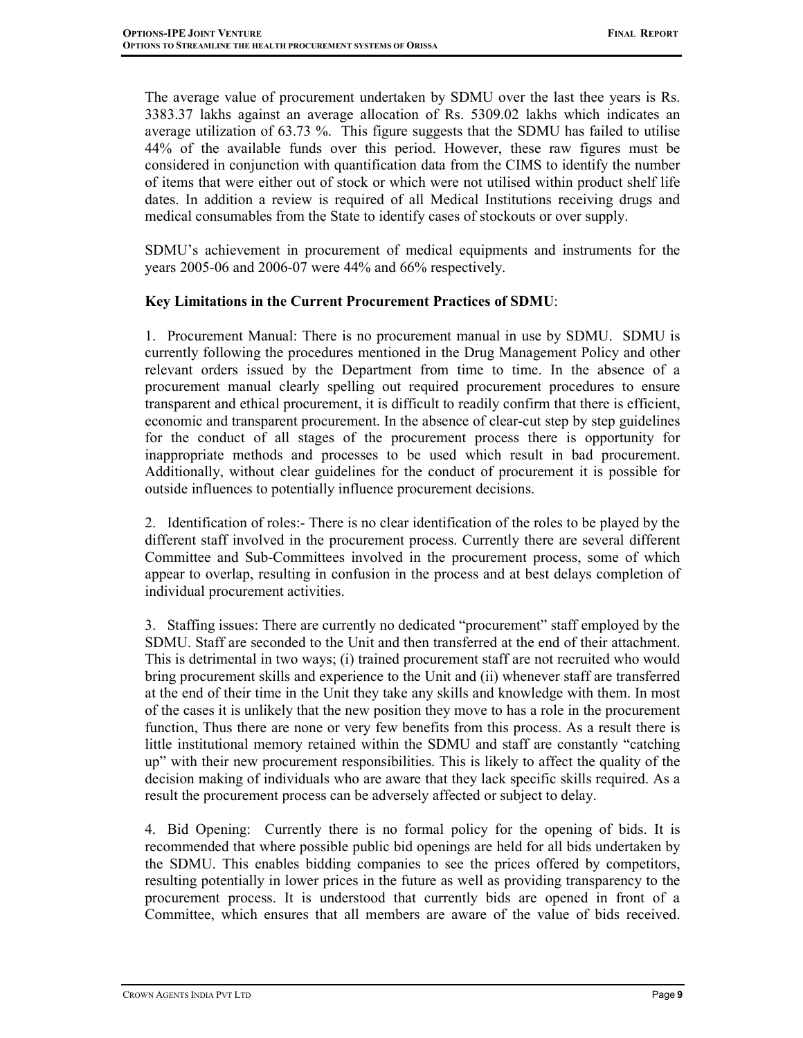The average value of procurement undertaken by SDMU over the last thee years is Rs. 3383.37 lakhs against an average allocation of Rs. 5309.02 lakhs which indicates an average utilization of 63.73 %. This figure suggests that the SDMU has failed to utilise 44% of the available funds over this period. However, these raw figures must be considered in conjunction with quantification data from the CIMS to identify the number of items that were either out of stock or which were not utilised within product shelf life dates. In addition a review is required of all Medical Institutions receiving drugs and medical consumables from the State to identify cases of stockouts or over supply.

SDMU's achievement in procurement of medical equipments and instruments for the years 2005-06 and 2006-07 were 44% and 66% respectively.

**Key Limitations in the Current Procurement Practices of SDMU**:

1. Procurement Manual: There is no procurement manual in use by SDMU. SDMU is currently following the procedures mentioned in the Drug Management Policy and other relevant orders issued by the Department from time to time. In the absence of a procurement manual clearly spelling out required procurement procedures to ensure transparent and ethical procurement, it is difficult to readily confirm that there is efficient, economic and transparent procurement. In the absence of clear-cut step by step guidelines for the conduct of all stages of the procurement process there is opportunity for inappropriate methods and processes to be used which result in bad procurement. Additionally, without clear guidelines for the conduct of procurement it is possible for outside influences to potentially influence procurement decisions.

2. Identification of roles:- There is no clear identification of the roles to be played by the different staff involved in the procurement process. Currently there are several different Committee and Sub-Committees involved in the procurement process, some of which appear to overlap, resulting in confusion in the process and at best delays completion of individual procurement activities.

3. Staffing issues: There are currently no dedicated "procurement" staff employed by the SDMU. Staff are seconded to the Unit and then transferred at the end of their attachment. This is detrimental in two ways; (i) trained procurement staff are not recruited who would bring procurement skills and experience to the Unit and (ii) whenever staff are transferred at the end of their time in the Unit they take any skills and knowledge with them. In most of the cases it is unlikely that the new position they move to has a role in the procurement function, Thus there are none or very few benefits from this process. As a result there is little institutional memory retained within the SDMU and staff are constantly "catching up" with their new procurement responsibilities. This is likely to affect the quality of the decision making of individuals who are aware that they lack specific skills required. As a result the procurement process can be adversely affected or subject to delay.

4. Bid Opening: Currently there is no formal policy for the opening of bids. It is recommended that where possible public bid openings are held for all bids undertaken by the SDMU. This enables bidding companies to see the prices offered by competitors, resulting potentially in lower prices in the future as well as providing transparency to the procurement process. It is understood that currently bids are opened in front of a Committee, which ensures that all members are aware of the value of bids received.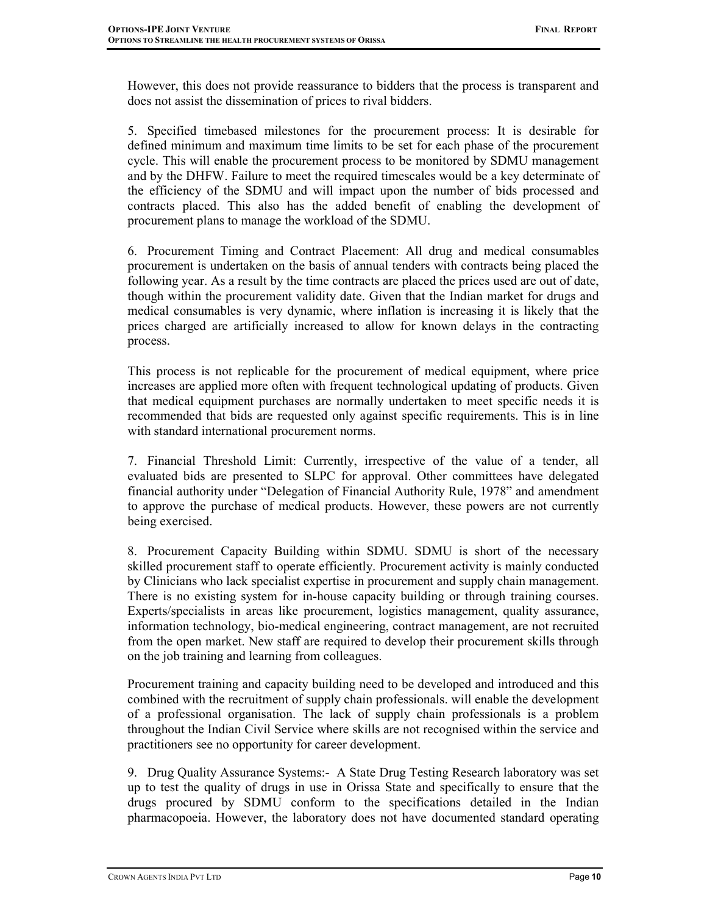However, this does not provide reassurance to bidders that the process is transparent and does not assist the dissemination of prices to rival bidders.

5. Specified timebased milestones for the procurement process: It is desirable for defined minimum and maximum time limits to be set for each phase of the procurement cycle. This will enable the procurement process to be monitored by SDMU management and by the DHFW. Failure to meet the required timescales would be a key determinate of the efficiency of the SDMU and will impact upon the number of bids processed and contracts placed. This also has the added benefit of enabling the development of procurement plans to manage the workload of the SDMU.

6. Procurement Timing and Contract Placement: All drug and medical consumables procurement is undertaken on the basis of annual tenders with contracts being placed the following year. As a result by the time contracts are placed the prices used are out of date, though within the procurement validity date. Given that the Indian market for drugs and medical consumables is very dynamic, where inflation is increasing it is likely that the prices charged are artificially increased to allow for known delays in the contracting process.

This process is not replicable for the procurement of medical equipment, where price increases are applied more often with frequent technological updating of products. Given that medical equipment purchases are normally undertaken to meet specific needs it is recommended that bids are requested only against specific requirements. This is in line with standard international procurement norms.

7. Financial Threshold Limit: Currently, irrespective of the value of a tender, all evaluated bids are presented to SLPC for approval. Other committees have delegated financial authority under "Delegation of Financial Authority Rule, 1978" and amendment to approve the purchase of medical products. However, these powers are not currently being exercised.

8. Procurement Capacity Building within SDMU. SDMU is short of the necessary skilled procurement staff to operate efficiently. Procurement activity is mainly conducted by Clinicians who lack specialist expertise in procurement and supply chain management. There is no existing system for in-house capacity building or through training courses. Experts/specialists in areas like procurement, logistics management, quality assurance, information technology, bio-medical engineering, contract management, are not recruited from the open market. New staff are required to develop their procurement skills through on the job training and learning from colleagues.

Procurement training and capacity building need to be developed and introduced and this combined with the recruitment of supply chain professionals. will enable the development of a professional organisation. The lack of supply chain professionals is a problem throughout the Indian Civil Service where skills are not recognised within the service and practitioners see no opportunity for career development.

9. Drug Quality Assurance Systems:- A State Drug Testing Research laboratory was set up to test the quality of drugs in use in Orissa State and specifically to ensure that the drugs procured by SDMU conform to the specifications detailed in the Indian pharmacopoeia. However, the laboratory does not have documented standard operating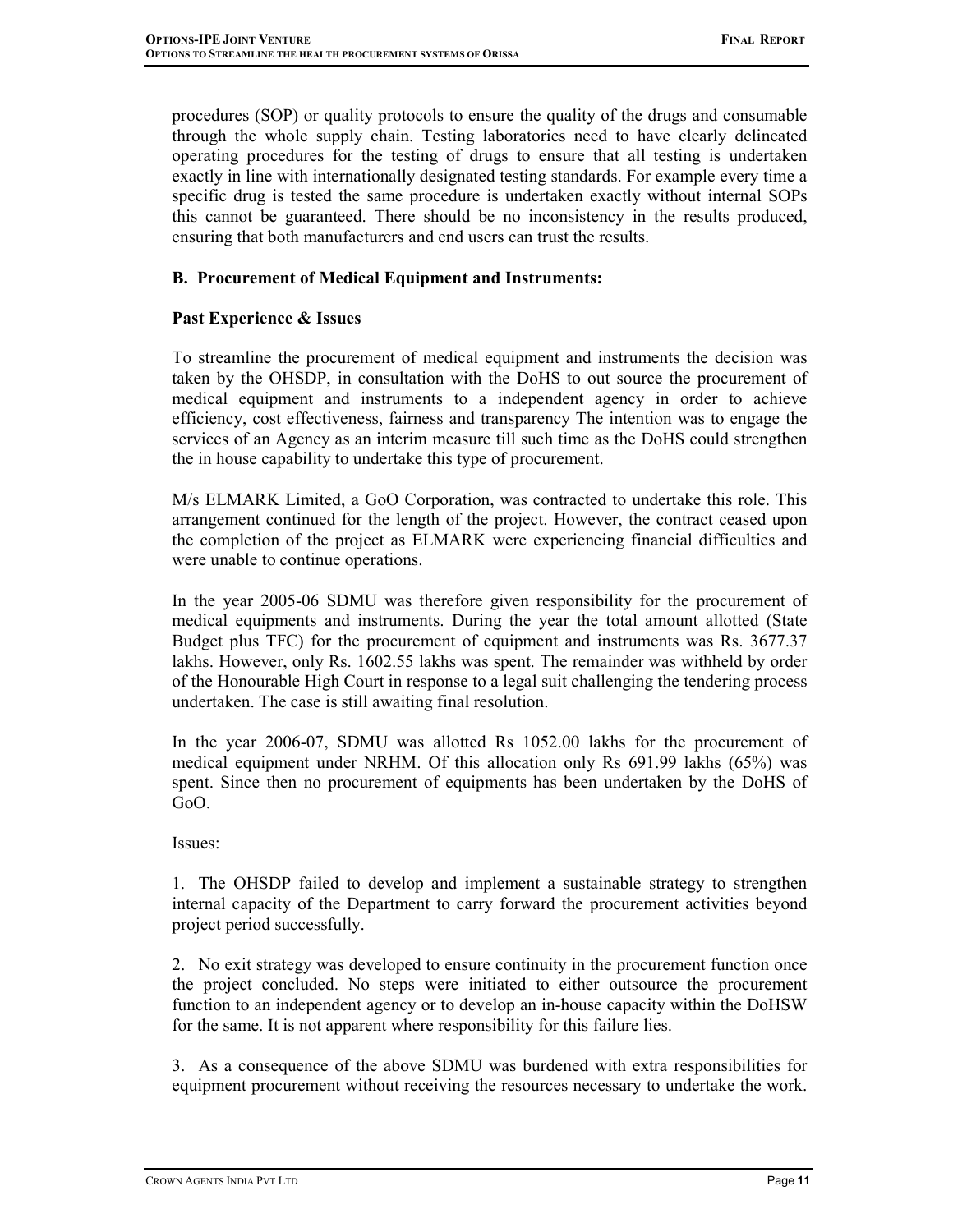procedures (SOP) or quality protocols to ensure the quality of the drugs and consumable through the whole supply chain. Testing laboratories need to have clearly delineated operating procedures for the testing of drugs to ensure that all testing is undertaken exactly in line with internationally designated testing standards. For example every time a specific drug is tested the same procedure is undertaken exactly without internal SOPs this cannot be guaranteed. There should be no inconsistency in the results produced, ensuring that both manufacturers and end users can trust the results.

### B. Procurement of Medical Equipment and Instruments:

#### Past Experience & Issues

To streamline the procurement of medical equipment and instruments the decision was taken by the OHSDP, in consultation with the DoHS to out source the procurement of medical equipment and instruments to a independent agency in order to achieve efficiency, cost effectiveness, fairness and transparency The intention was to engage the services of an Agency as an interim measure till such time as the DoHS could strengthen the in house capability to undertake this type of procurement.

M/s ELMARK Limited, a GoO Corporation, was contracted to undertake this role. This arrangement continued for the length of the project. However, the contract ceased upon the completion of the project as ELMARK were experiencing financial difficulties and were unable to continue operations.

In the year 2005-06 SDMU was therefore given responsibility for the procurement of medical equipments and instruments. During the year the total amount allotted (State Budget plus TFC) for the procurement of equipment and instruments was Rs. 3677.37 lakhs. However, only Rs. 1602.55 lakhs was spent. The remainder was withheld by order of the Honourable High Court in response to a legal suit challenging the tendering process undertaken. The case is still awaiting final resolution.

In the year 2006-07, SDMU was allotted Rs 1052.00 lakhs for the procurement of medical equipment under NRHM. Of this allocation only Rs 691.99 lakhs (65%) was spent. Since then no procurement of equipments has been undertaken by the DoHS of GoO.

Issues:

1. The OHSDP failed to develop and implement a sustainable strategy to strengthen internal capacity of the Department to carry forward the procurement activities beyond project period successfully.

2. No exit strategy was developed to ensure continuity in the procurement function once the project concluded. No steps were initiated to either outsource the procurement function to an independent agency or to develop an in-house capacity within the DoHSW for the same. It is not apparent where responsibility for this failure lies.

3. As a consequence of the above SDMU was burdened with extra responsibilities for equipment procurement without receiving the resources necessary to undertake the work.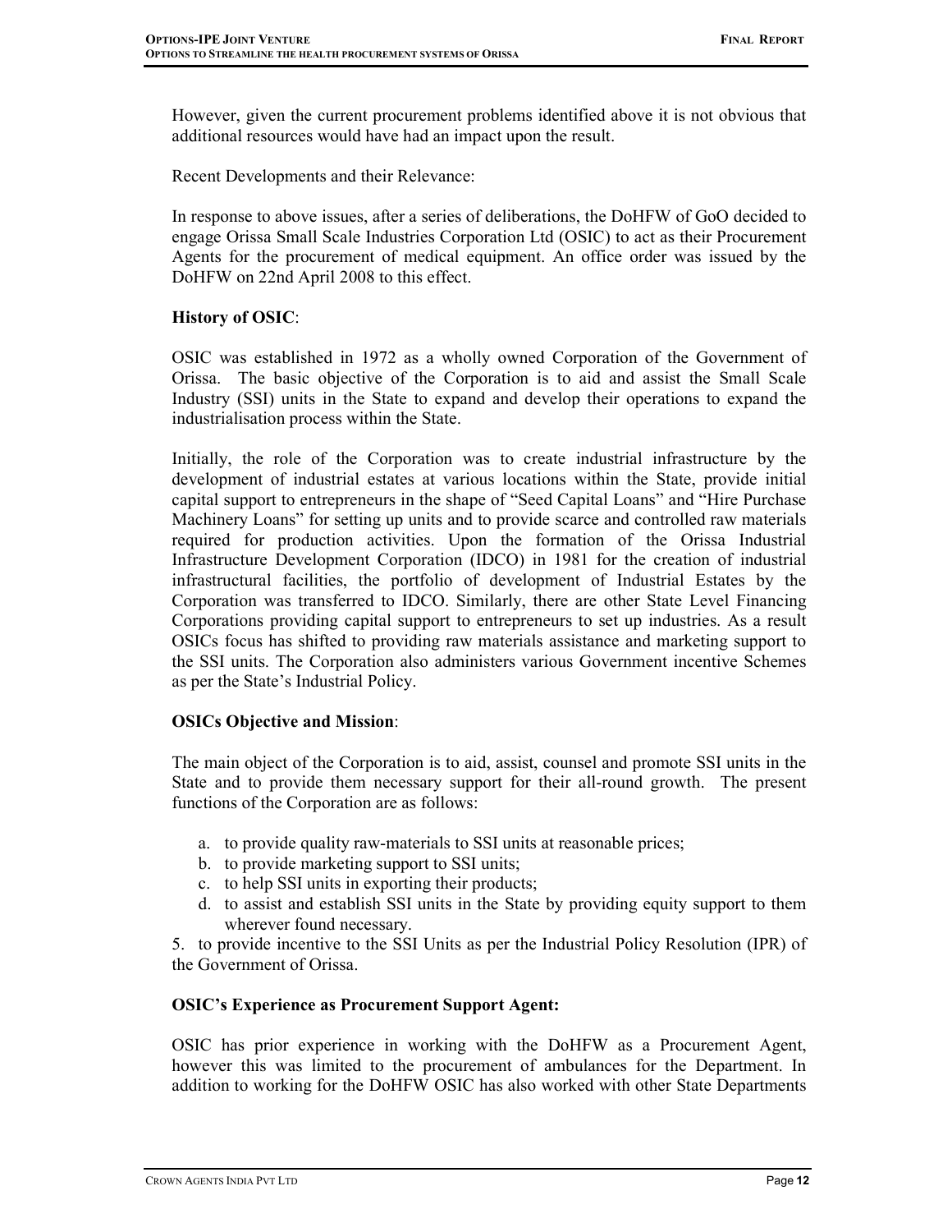However, given the current procurement problems identified above it is not obvious that additional resources would have had an impact upon the result.

Recent Developments and their Relevance:

In response to above issues, after a series of deliberations, the DoHFW of GoO decided to engage Orissa Small Scale Industries Corporation Ltd (OSIC) to act as their Procurement Agents for the procurement of medical equipment. An office order was issued by the DoHFW on 22nd April 2008 to this effect.

**History of OSIC**:

OSIC was established in 1972 as a wholly owned Corporation of the Government of Orissa. The basic objective of the Corporation is to aid and assist the Small Scale Industry (SSI) units in the State to expand and develop their operations to expand the industrialisation process within the State.

Initially, the role of the Corporation was to create industrial infrastructure by the development of industrial estates at various locations within the State, provide initial capital support to entrepreneurs in the shape of "Seed Capital Loans" and "Hire Purchase Machinery Loans" for setting up units and to provide scarce and controlled raw materials required for production activities. Upon the formation of the Orissa Industrial Infrastructure Development Corporation (IDCO) in 1981 for the creation of industrial infrastructural facilities, the portfolio of development of Industrial Estates by the Corporation was transferred to IDCO. Similarly, there are other State Level Financing Corporations providing capital support to entrepreneurs to set up industries. As a result OSICs focus has shifted to providing raw materials assistance and marketing support to the SSI units. The Corporation also administers various Government incentive Schemes as per the State's Industrial Policy.

**OSICs Objective and Mission**:

The main object of the Corporation is to aid, assist, counsel and promote SSI units in the State and to provide them necessary support for their all-round growth. The present functions of the Corporation are as follows:

a. to provide quality raw-materials to SSI units at reasonable prices;
b. to provide marketing support to SSI units;
c. to help SSI units in exporting their products;
d. to assist and establish SSI units in the State by providing equity support to them wherever found necessary.

5. to provide incentive to the SSI Units as per the Industrial Policy Resolution (IPR) of the Government of Orissa.

**OSIC's Experience as Procurement Support Agent:**

OSIC has prior experience in working with the DoHFW as a Procurement Agent, however this was limited to the procurement of ambulances for the Department. In addition to working for the DoHFW OSIC has also worked with other State Departments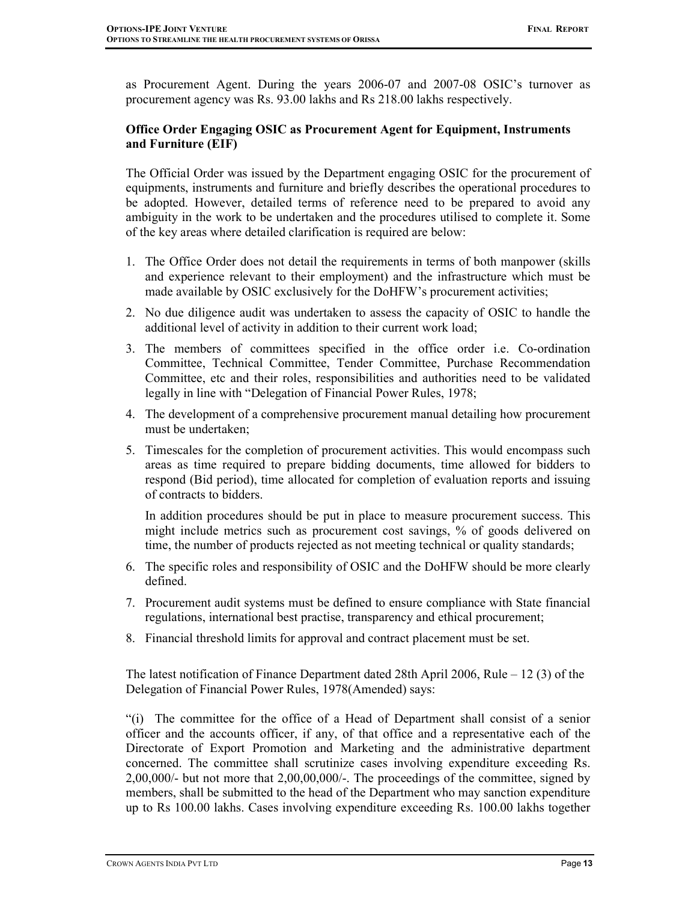as Procurement Agent. During the years 2006-07 and 2007-08 OSIC's turnover as procurement agency was Rs. 93.00 lakhs and Rs 218.00 lakhs respectively.

**Office Order Engaging OSIC as Procurement Agent for Equipment, Instruments and Furniture (EIF)**

The Official Order was issued by the Department engaging OSIC for the procurement of equipments, instruments and furniture and briefly describes the operational procedures to be adopted. However, detailed terms of reference need to be prepared to avoid any ambiguity in the work to be undertaken and the procedures utilised to complete it. Some of the key areas where detailed clarification is required are below:

1. The Office Order does not detail the requirements in terms of both manpower (skills and experience relevant to their employment) and the infrastructure which must be made available by OSIC exclusively for the DoHFW's procurement activities;
2. No due diligence audit was undertaken to assess the capacity of OSIC to handle the additional level of activity in addition to their current work load;
3. The members of committees specified in the office order i.e. Co-ordination Committee, Technical Committee, Tender Committee, Purchase Recommendation Committee, etc and their roles, responsibilities and authorities need to be validated legally in line with "Delegation of Financial Power Rules, 1978;
4. The development of a comprehensive procurement manual detailing how procurement must be undertaken;
5. Timescales for the completion of procurement activities. This would encompass such areas as time required to prepare bidding documents, time allowed for bidders to respond (Bid period), time allocated for completion of evaluation reports and issuing of contracts to bidders.

   In addition procedures should be put in place to measure procurement success. This might include metrics such as procurement cost savings, % of goods delivered on time, the number of products rejected as not meeting technical or quality standards;
6. The specific roles and responsibility of OSIC and the DoHFW should be more clearly defined.
7. Procurement audit systems must be defined to ensure compliance with State financial regulations, international best practise, transparency and ethical procurement;
8. Financial threshold limits for approval and contract placement must be set.

The latest notification of Finance Department dated 28th April 2006, Rule – 12 (3) of the Delegation of Financial Power Rules, 1978(Amended) says:

"(i) The committee for the office of a Head of Department shall consist of a senior officer and the accounts officer, if any, of that office and a representative each of the Directorate of Export Promotion and Marketing and the administrative department concerned. The committee shall scrutinize cases involving expenditure exceeding Rs. 2,00,000/- but not more that 2,00,00,000/-. The proceedings of the committee, signed by members, shall be submitted to the head of the Department who may sanction expenditure up to Rs 100.00 lakhs. Cases involving expenditure exceeding Rs. 100.00 lakhs together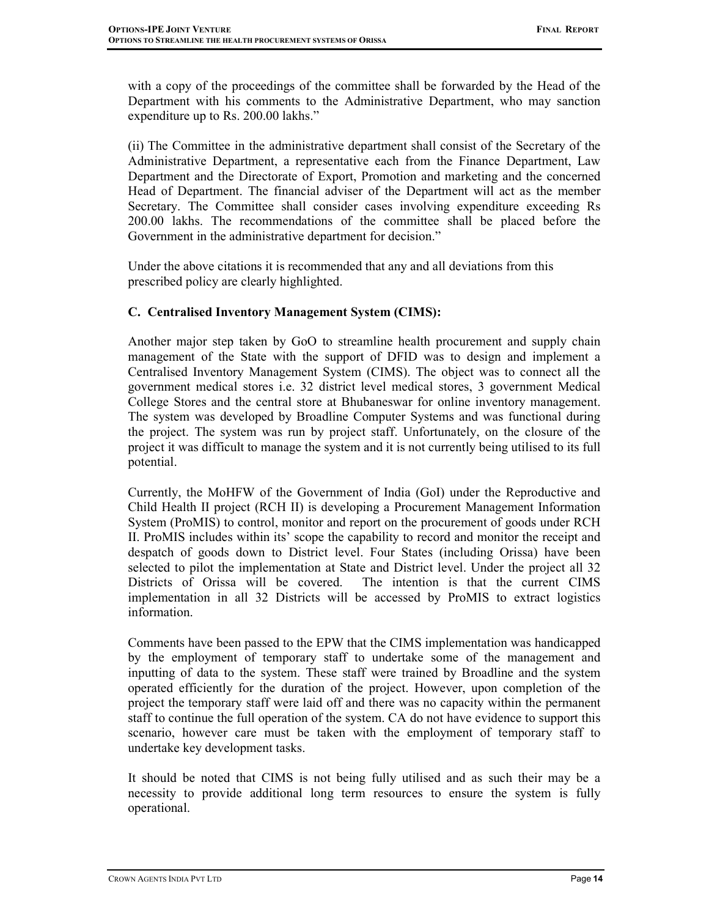with a copy of the proceedings of the committee shall be forwarded by the Head of the Department with his comments to the Administrative Department, who may sanction expenditure up to Rs. 200.00 lakhs."

(ii) The Committee in the administrative department shall consist of the Secretary of the Administrative Department, a representative each from the Finance Department, Law Department and the Directorate of Export, Promotion and marketing and the concerned Head of Department. The financial adviser of the Department will act as the member Secretary. The Committee shall consider cases involving expenditure exceeding Rs 200.00 lakhs. The recommendations of the committee shall be placed before the Government in the administrative department for decision."

Under the above citations it is recommended that any and all deviations from this prescribed policy are clearly highlighted.

### C. Centralised Inventory Management System (CIMS):

Another major step taken by GoO to streamline health procurement and supply chain management of the State with the support of DFID was to design and implement a Centralised Inventory Management System (CIMS). The object was to connect all the government medical stores i.e. 32 district level medical stores, 3 government Medical College Stores and the central store at Bhubaneswar for online inventory management. The system was developed by Broadline Computer Systems and was functional during the project. The system was run by project staff. Unfortunately, on the closure of the project it was difficult to manage the system and it is not currently being utilised to its full potential.

Currently, the MoHFW of the Government of India (GoI) under the Reproductive and Child Health II project (RCH II) is developing a Procurement Management Information System (ProMIS) to control, monitor and report on the procurement of goods under RCH II. ProMIS includes within its' scope the capability to record and monitor the receipt and despatch of goods down to District level. Four States (including Orissa) have been selected to pilot the implementation at State and District level. Under the project all 32 Districts of Orissa will be covered. The intention is that the current CIMS implementation in all 32 Districts will be accessed by ProMIS to extract logistics information.

Comments have been passed to the EPW that the CIMS implementation was handicapped by the employment of temporary staff to undertake some of the management and inputting of data to the system. These staff were trained by Broadline and the system operated efficiently for the duration of the project. However, upon completion of the project the temporary staff were laid off and there was no capacity within the permanent staff to continue the full operation of the system. CA do not have evidence to support this scenario, however care must be taken with the employment of temporary staff to undertake key development tasks.

It should be noted that CIMS is not being fully utilised and as such their may be a necessity to provide additional long term resources to ensure the system is fully operational.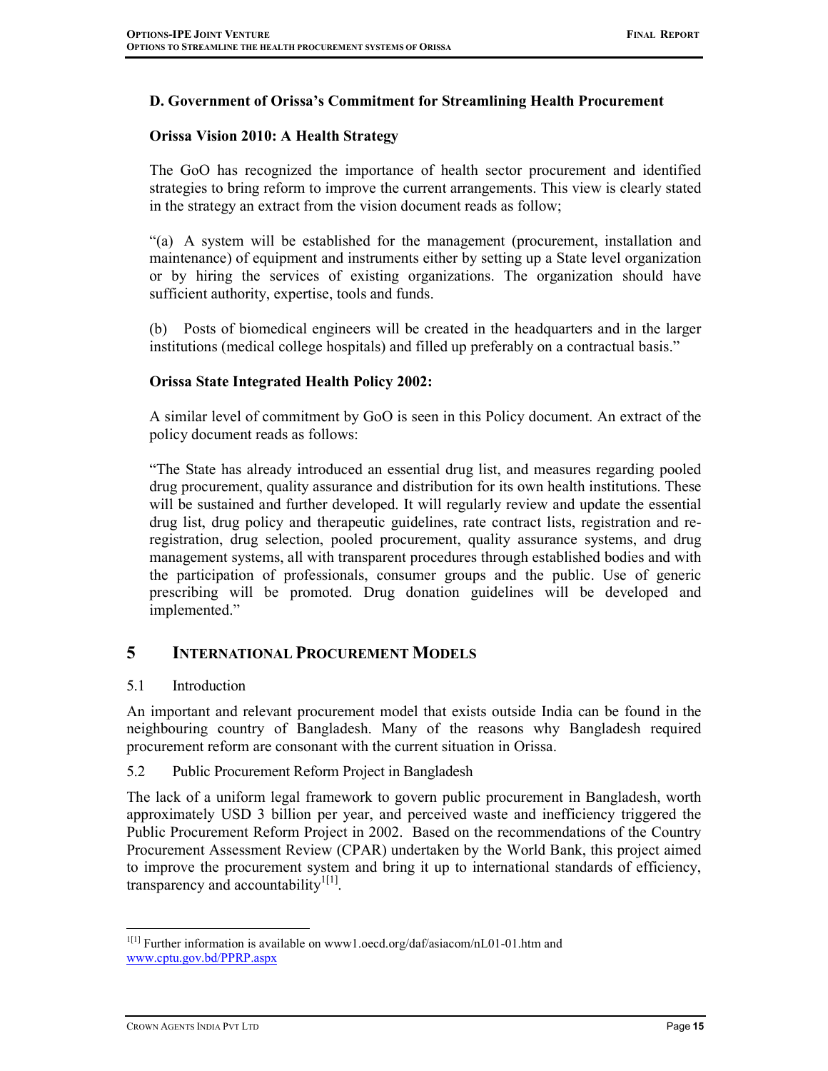### D. Government of Orissa's Commitment for Streamlining Health Procurement

**Orissa Vision 2010: A Health Strategy**

The GoO has recognized the importance of health sector procurement and identified strategies to bring reform to improve the current arrangements. This view is clearly stated in the strategy an extract from the vision document reads as follow;

"(a) A system will be established for the management (procurement, installation and maintenance) of equipment and instruments either by setting up a State level organization or by hiring the services of existing organizations. The organization should have sufficient authority, expertise, tools and funds.

(b) Posts of biomedical engineers will be created in the headquarters and in the larger institutions (medical college hospitals) and filled up preferably on a contractual basis."

**Orissa State Integrated Health Policy 2002:**

A similar level of commitment by GoO is seen in this Policy document. An extract of the policy document reads as follows:

"The State has already introduced an essential drug list, and measures regarding pooled drug procurement, quality assurance and distribution for its own health institutions. These will be sustained and further developed. It will regularly review and update the essential drug list, drug policy and therapeutic guidelines, rate contract lists, registration and re-registration, drug selection, pooled procurement, quality assurance systems, and drug management systems, all with transparent procedures through established bodies and with the participation of professionals, consumer groups and the public. Use of generic prescribing will be promoted. Drug donation guidelines will be developed and implemented."

## 5 International Procurement Models

### 5.1 Introduction

An important and relevant procurement model that exists outside India can be found in the neighbouring country of Bangladesh. Many of the reasons why Bangladesh required procurement reform are consonant with the current situation in Orissa.

### 5.2 Public Procurement Reform Project in Bangladesh

The lack of a uniform legal framework to govern public procurement in Bangladesh, worth approximately USD 3 billion per year, and perceived waste and inefficiency triggered the Public Procurement Reform Project in 2002. Based on the recommendations of the Country Procurement Assessment Review (CPAR) undertaken by the World Bank, this project aimed to improve the procurement system and bring it up to international standards of efficiency, transparency and accountability[1].

[1] Further information is available on www1.oecd.org/daf/asiacom/nL01-01.htm and www.cptu.gov.bd/PPRP.aspx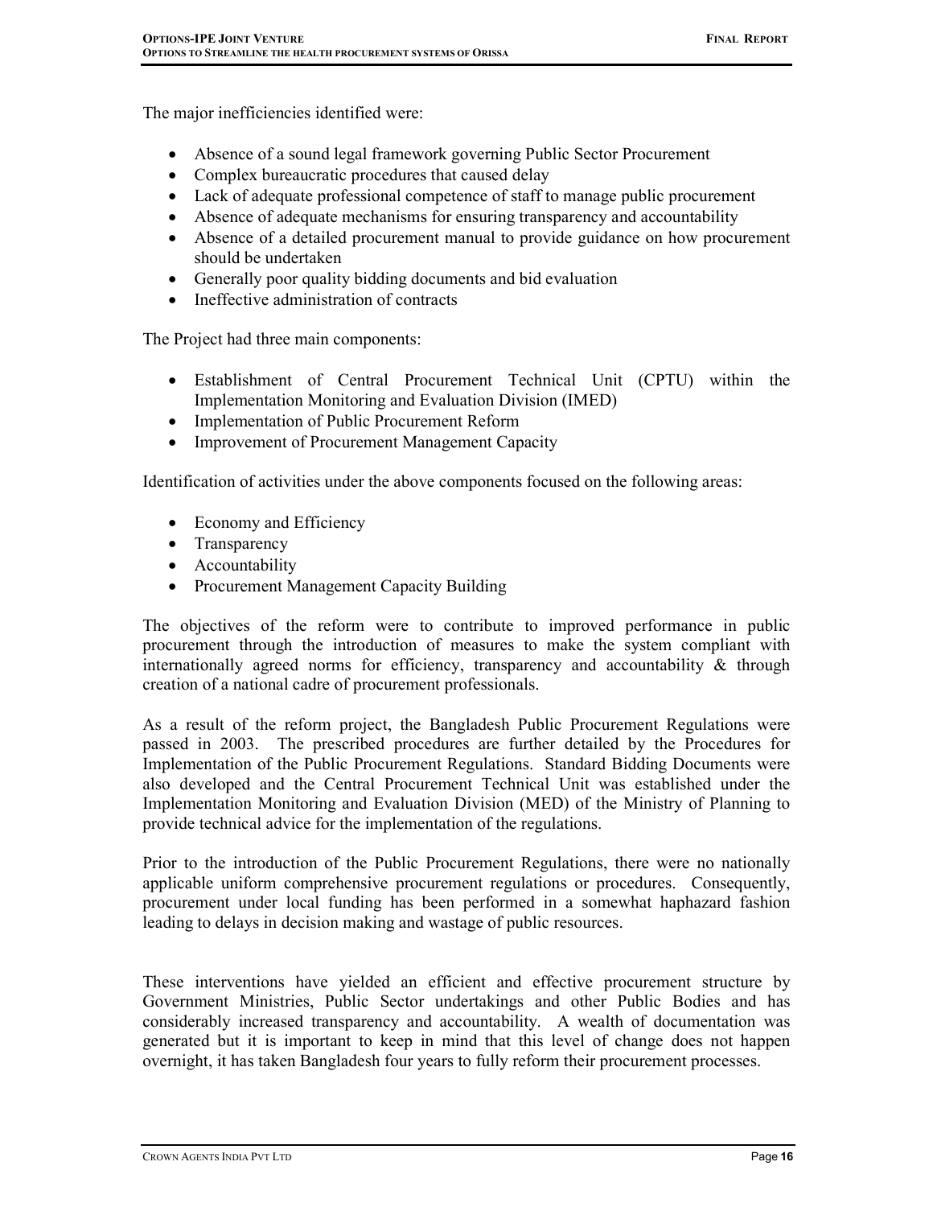The major inefficiencies identified were:

- Absence of a sound legal framework governing Public Sector Procurement
- Complex bureaucratic procedures that caused delay
- Lack of adequate professional competence of staff to manage public procurement
- Absence of adequate mechanisms for ensuring transparency and accountability
- Absence of a detailed procurement manual to provide guidance on how procurement should be undertaken
- Generally poor quality bidding documents and bid evaluation
- Ineffective administration of contracts

The Project had three main components:

- Establishment of Central Procurement Technical Unit (CPTU) within the Implementation Monitoring and Evaluation Division (IMED)
- Implementation of Public Procurement Reform
- Improvement of Procurement Management Capacity

Identification of activities under the above components focused on the following areas:

- Economy and Efficiency
- Transparency
- Accountability
- Procurement Management Capacity Building

The objectives of the reform were to contribute to improved performance in public procurement through the introduction of measures to make the system compliant with internationally agreed norms for efficiency, transparency and accountability & through creation of a national cadre of procurement professionals.

As a result of the reform project, the Bangladesh Public Procurement Regulations were passed in 2003. The prescribed procedures are further detailed by the Procedures for Implementation of the Public Procurement Regulations. Standard Bidding Documents were also developed and the Central Procurement Technical Unit was established under the Implementation Monitoring and Evaluation Division (MED) of the Ministry of Planning to provide technical advice for the implementation of the regulations.

Prior to the introduction of the Public Procurement Regulations, there were no nationally applicable uniform comprehensive procurement regulations or procedures. Consequently, procurement under local funding has been performed in a somewhat haphazard fashion leading to delays in decision making and wastage of public resources.

These interventions have yielded an efficient and effective procurement structure by Government Ministries, Public Sector undertakings and other Public Bodies and has considerably increased transparency and accountability. A wealth of documentation was generated but it is important to keep in mind that this level of change does not happen overnight, it has taken Bangladesh four years to fully reform their procurement processes.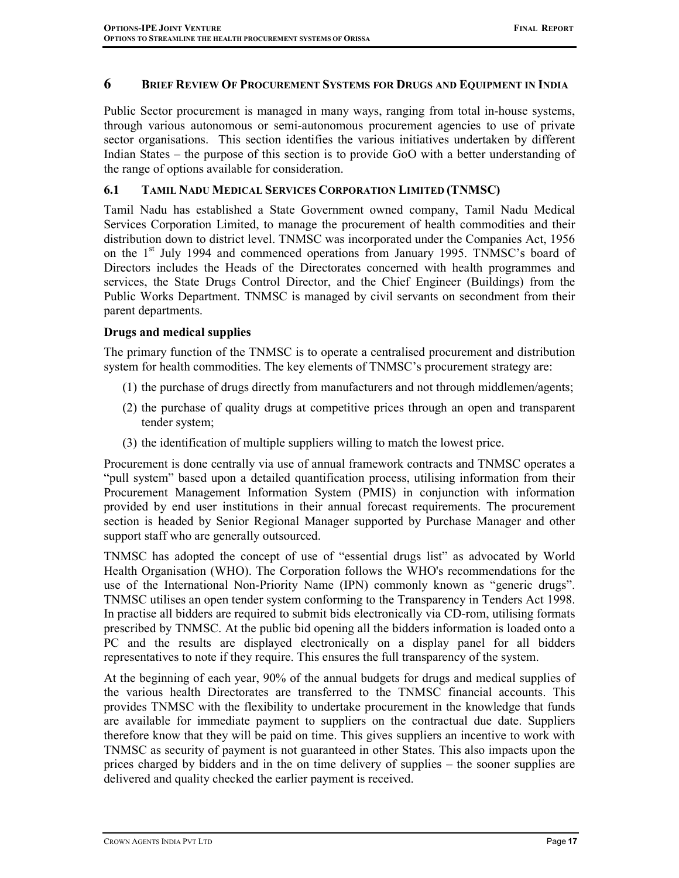# 6 Brief Review Of Procurement Systems for Drugs and Equipment in India

Public Sector procurement is managed in many ways, ranging from total in-house systems, through various autonomous or semi-autonomous procurement agencies to use of private sector organisations. This section identifies the various initiatives undertaken by different Indian States – the purpose of this section is to provide GoO with a better understanding of the range of options available for consideration.

## 6.1 Tamil Nadu Medical Services Corporation Limited (TNMSC)

Tamil Nadu has established a State Government owned company, Tamil Nadu Medical Services Corporation Limited, to manage the procurement of health commodities and their distribution down to district level. TNMSC was incorporated under the Companies Act, 1956 on the 1st July 1994 and commenced operations from January 1995. TNMSC's board of Directors includes the Heads of the Directorates concerned with health programmes and services, the State Drugs Control Director, and the Chief Engineer (Buildings) from the Public Works Department. TNMSC is managed by civil servants on secondment from their parent departments.

**Drugs and medical supplies**

The primary function of the TNMSC is to operate a centralised procurement and distribution system for health commodities. The key elements of TNMSC's procurement strategy are:

(1) the purchase of drugs directly from manufacturers and not through middlemen/agents;

(2) the purchase of quality drugs at competitive prices through an open and transparent tender system;

(3) the identification of multiple suppliers willing to match the lowest price.

Procurement is done centrally via use of annual framework contracts and TNMSC operates a "pull system" based upon a detailed quantification process, utilising information from their Procurement Management Information System (PMIS) in conjunction with information provided by end user institutions in their annual forecast requirements. The procurement section is headed by Senior Regional Manager supported by Purchase Manager and other support staff who are generally outsourced.

TNMSC has adopted the concept of use of "essential drugs list" as advocated by World Health Organisation (WHO). The Corporation follows the WHO's recommendations for the use of the International Non-Priority Name (IPN) commonly known as "generic drugs". TNMSC utilises an open tender system conforming to the Transparency in Tenders Act 1998. In practise all bidders are required to submit bids electronically via CD-rom, utilising formats prescribed by TNMSC. At the public bid opening all the bidders information is loaded onto a PC and the results are displayed electronically on a display panel for all bidders representatives to note if they require. This ensures the full transparency of the system.

At the beginning of each year, 90% of the annual budgets for drugs and medical supplies of the various health Directorates are transferred to the TNMSC financial accounts. This provides TNMSC with the flexibility to undertake procurement in the knowledge that funds are available for immediate payment to suppliers on the contractual due date. Suppliers therefore know that they will be paid on time. This gives suppliers an incentive to work with TNMSC as security of payment is not guaranteed in other States. This also impacts upon the prices charged by bidders and in the on time delivery of supplies – the sooner supplies are delivered and quality checked the earlier payment is received.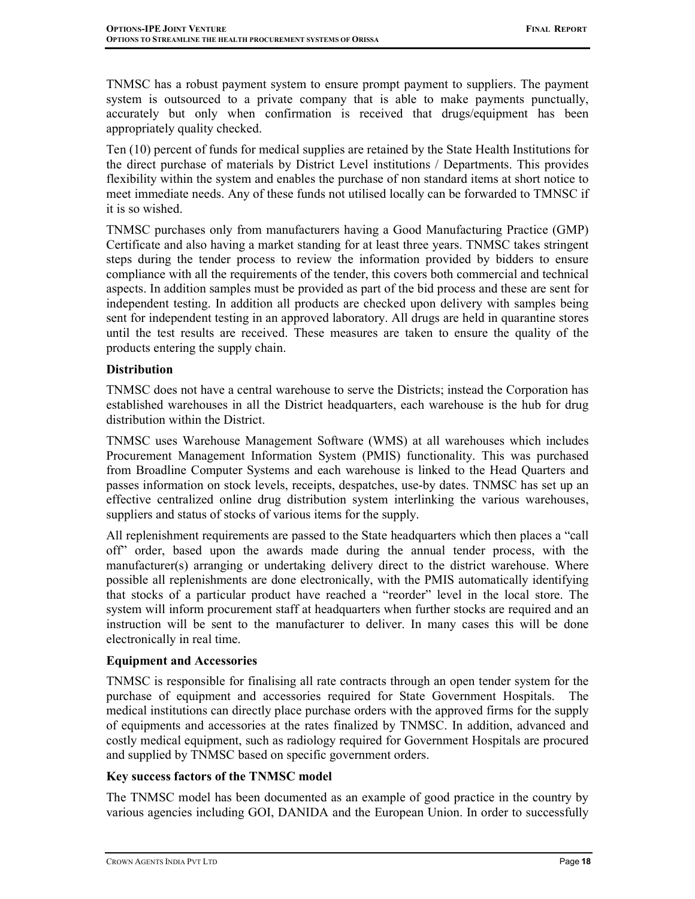TNMSC has a robust payment system to ensure prompt payment to suppliers. The payment system is outsourced to a private company that is able to make payments punctually, accurately but only when confirmation is received that drugs/equipment has been appropriately quality checked.

Ten (10) percent of funds for medical supplies are retained by the State Health Institutions for the direct purchase of materials by District Level institutions / Departments. This provides flexibility within the system and enables the purchase of non standard items at short notice to meet immediate needs. Any of these funds not utilised locally can be forwarded to TMNSC if it is so wished.

TNMSC purchases only from manufacturers having a Good Manufacturing Practice (GMP) Certificate and also having a market standing for at least three years. TNMSC takes stringent steps during the tender process to review the information provided by bidders to ensure compliance with all the requirements of the tender, this covers both commercial and technical aspects. In addition samples must be provided as part of the bid process and these are sent for independent testing. In addition all products are checked upon delivery with samples being sent for independent testing in an approved laboratory. All drugs are held in quarantine stores until the test results are received. These measures are taken to ensure the quality of the products entering the supply chain.

**Distribution**

TNMSC does not have a central warehouse to serve the Districts; instead the Corporation has established warehouses in all the District headquarters, each warehouse is the hub for drug distribution within the District.

TNMSC uses Warehouse Management Software (WMS) at all warehouses which includes Procurement Management Information System (PMIS) functionality. This was purchased from Broadline Computer Systems and each warehouse is linked to the Head Quarters and passes information on stock levels, receipts, despatches, use-by dates. TNMSC has set up an effective centralized online drug distribution system interlinking the various warehouses, suppliers and status of stocks of various items for the supply.

All replenishment requirements are passed to the State headquarters which then places a "call off" order, based upon the awards made during the annual tender process, with the manufacturer(s) arranging or undertaking delivery direct to the district warehouse. Where possible all replenishments are done electronically, with the PMIS automatically identifying that stocks of a particular product have reached a "reorder" level in the local store. The system will inform procurement staff at headquarters when further stocks are required and an instruction will be sent to the manufacturer to deliver. In many cases this will be done electronically in real time.

**Equipment and Accessories**

TNMSC is responsible for finalising all rate contracts through an open tender system for the purchase of equipment and accessories required for State Government Hospitals. The medical institutions can directly place purchase orders with the approved firms for the supply of equipments and accessories at the rates finalized by TNMSC. In addition, advanced and costly medical equipment, such as radiology required for Government Hospitals are procured and supplied by TNMSC based on specific government orders.

**Key success factors of the TNMSC model**

The TNMSC model has been documented as an example of good practice in the country by various agencies including GOI, DANIDA and the European Union. In order to successfully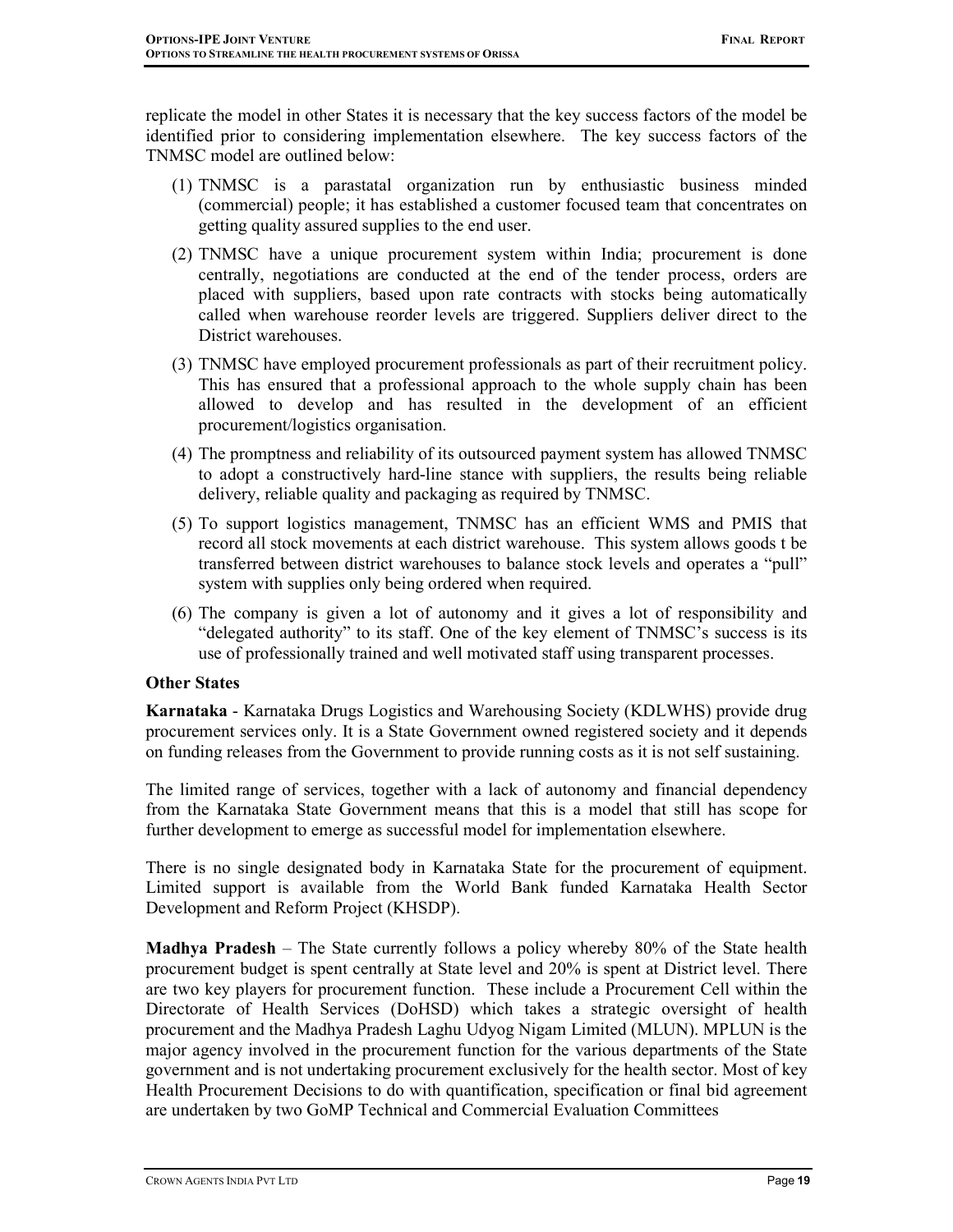replicate the model in other States it is necessary that the key success factors of the model be identified prior to considering implementation elsewhere. The key success factors of the TNMSC model are outlined below:

(1) TNMSC is a parastatal organization run by enthusiastic business minded (commercial) people; it has established a customer focused team that concentrates on getting quality assured supplies to the end user.

(2) TNMSC have a unique procurement system within India; procurement is done centrally, negotiations are conducted at the end of the tender process, orders are placed with suppliers, based upon rate contracts with stocks being automatically called when warehouse reorder levels are triggered. Suppliers deliver direct to the District warehouses.

(3) TNMSC have employed procurement professionals as part of their recruitment policy. This has ensured that a professional approach to the whole supply chain has been allowed to develop and has resulted in the development of an efficient procurement/logistics organisation.

(4) The promptness and reliability of its outsourced payment system has allowed TNMSC to adopt a constructively hard-line stance with suppliers, the results being reliable delivery, reliable quality and packaging as required by TNMSC.

(5) To support logistics management, TNMSC has an efficient WMS and PMIS that record all stock movements at each district warehouse. This system allows goods t be transferred between district warehouses to balance stock levels and operates a "pull" system with supplies only being ordered when required.

(6) The company is given a lot of autonomy and it gives a lot of responsibility and "delegated authority" to its staff. One of the key element of TNMSC's success is its use of professionally trained and well motivated staff using transparent processes.

**Other States**

**Karnataka** - Karnataka Drugs Logistics and Warehousing Society (KDLWHS) provide drug procurement services only. It is a State Government owned registered society and it depends on funding releases from the Government to provide running costs as it is not self sustaining.

The limited range of services, together with a lack of autonomy and financial dependency from the Karnataka State Government means that this is a model that still has scope for further development to emerge as successful model for implementation elsewhere.

There is no single designated body in Karnataka State for the procurement of equipment. Limited support is available from the World Bank funded Karnataka Health Sector Development and Reform Project (KHSDP).

**Madhya Pradesh** – The State currently follows a policy whereby 80% of the State health procurement budget is spent centrally at State level and 20% is spent at District level. There are two key players for procurement function. These include a Procurement Cell within the Directorate of Health Services (DoHSD) which takes a strategic oversight of health procurement and the Madhya Pradesh Laghu Udyog Nigam Limited (MLUN). MPLUN is the major agency involved in the procurement function for the various departments of the State government and is not undertaking procurement exclusively for the health sector. Most of key Health Procurement Decisions to do with quantification, specification or final bid agreement are undertaken by two GoMP Technical and Commercial Evaluation Committees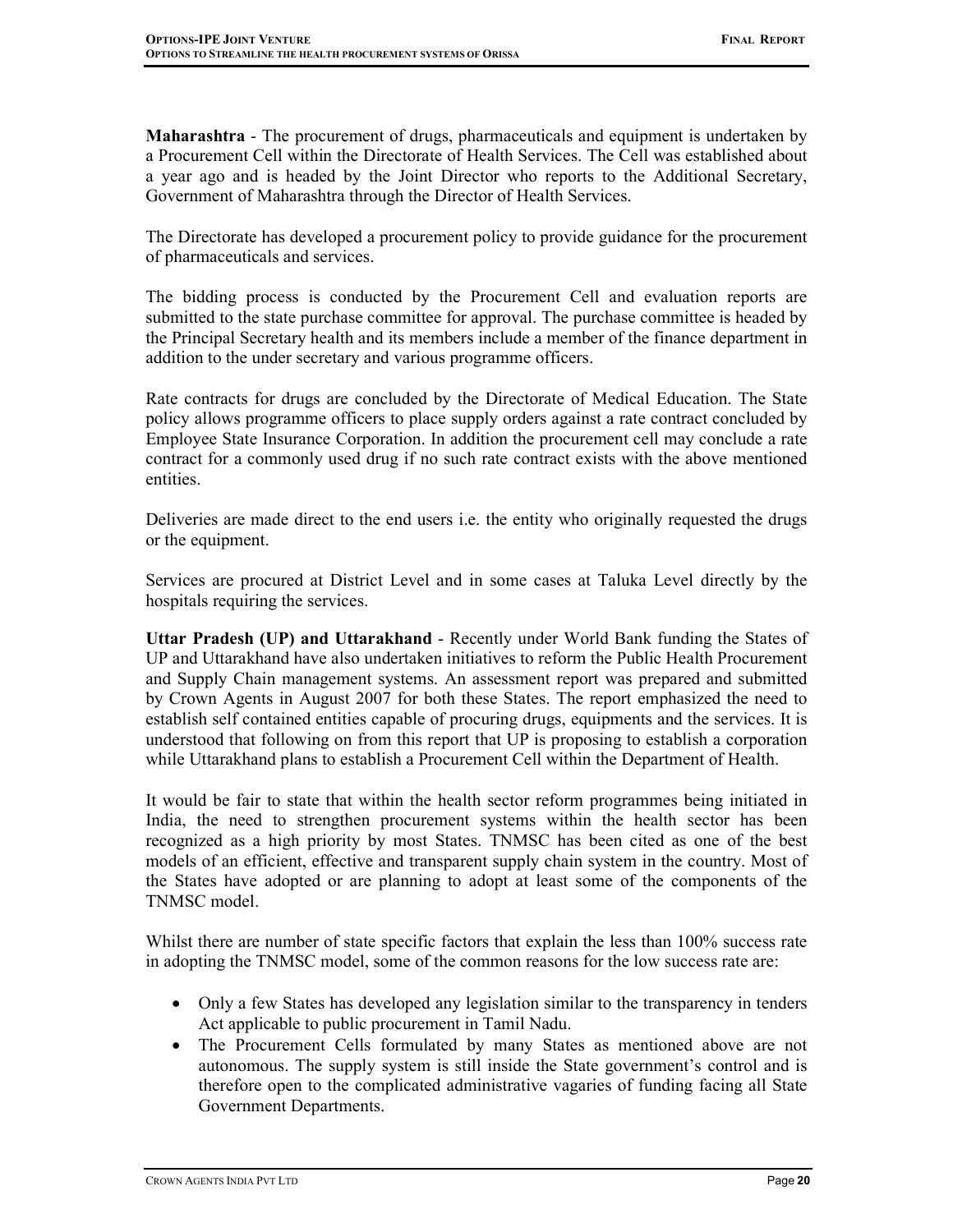**Maharashtra** - The procurement of drugs, pharmaceuticals and equipment is undertaken by a Procurement Cell within the Directorate of Health Services. The Cell was established about a year ago and is headed by the Joint Director who reports to the Additional Secretary, Government of Maharashtra through the Director of Health Services.

The Directorate has developed a procurement policy to provide guidance for the procurement of pharmaceuticals and services.

The bidding process is conducted by the Procurement Cell and evaluation reports are submitted to the state purchase committee for approval. The purchase committee is headed by the Principal Secretary health and its members include a member of the finance department in addition to the under secretary and various programme officers.

Rate contracts for drugs are concluded by the Directorate of Medical Education. The State policy allows programme officers to place supply orders against a rate contract concluded by Employee State Insurance Corporation. In addition the procurement cell may conclude a rate contract for a commonly used drug if no such rate contract exists with the above mentioned entities.

Deliveries are made direct to the end users i.e. the entity who originally requested the drugs or the equipment.

Services are procured at District Level and in some cases at Taluka Level directly by the hospitals requiring the services.

**Uttar Pradesh (UP) and Uttarakhand** - Recently under World Bank funding the States of UP and Uttarakhand have also undertaken initiatives to reform the Public Health Procurement and Supply Chain management systems. An assessment report was prepared and submitted by Crown Agents in August 2007 for both these States. The report emphasized the need to establish self contained entities capable of procuring drugs, equipments and the services. It is understood that following on from this report that UP is proposing to establish a corporation while Uttarakhand plans to establish a Procurement Cell within the Department of Health.

It would be fair to state that within the health sector reform programmes being initiated in India, the need to strengthen procurement systems within the health sector has been recognized as a high priority by most States. TNMSC has been cited as one of the best models of an efficient, effective and transparent supply chain system in the country. Most of the States have adopted or are planning to adopt at least some of the components of the TNMSC model.

Whilst there are number of state specific factors that explain the less than 100% success rate in adopting the TNMSC model, some of the common reasons for the low success rate are:

- Only a few States has developed any legislation similar to the transparency in tenders Act applicable to public procurement in Tamil Nadu.
- The Procurement Cells formulated by many States as mentioned above are not autonomous. The supply system is still inside the State government's control and is therefore open to the complicated administrative vagaries of funding facing all State Government Departments.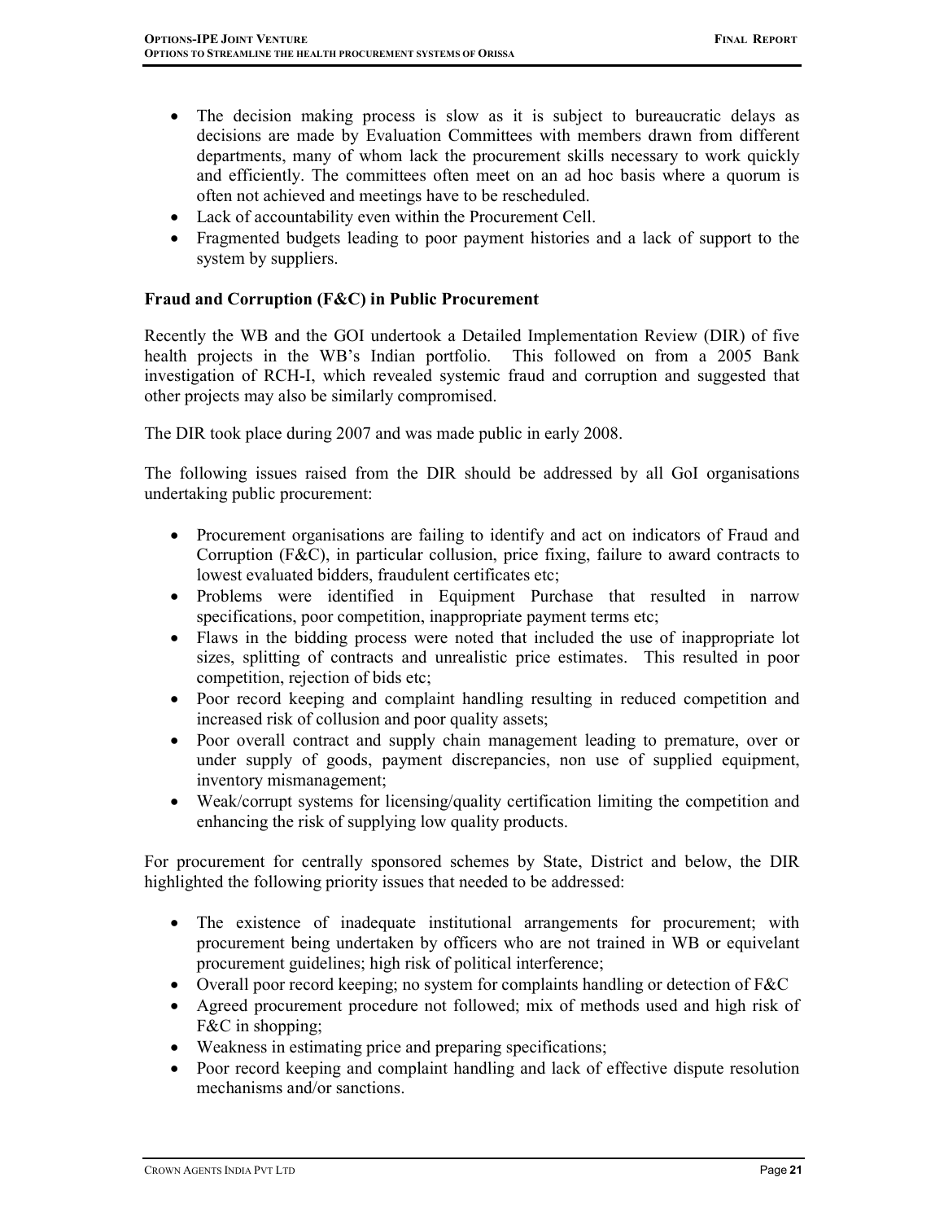- The decision making process is slow as it is subject to bureaucratic delays as decisions are made by Evaluation Committees with members drawn from different departments, many of whom lack the procurement skills necessary to work quickly and efficiently. The committees often meet on an ad hoc basis where a quorum is often not achieved and meetings have to be rescheduled.
- Lack of accountability even within the Procurement Cell.
- Fragmented budgets leading to poor payment histories and a lack of support to the system by suppliers.

**Fraud and Corruption (F&C) in Public Procurement**

Recently the WB and the GOI undertook a Detailed Implementation Review (DIR) of five health projects in the WB's Indian portfolio. This followed on from a 2005 Bank investigation of RCH-I, which revealed systemic fraud and corruption and suggested that other projects may also be similarly compromised.

The DIR took place during 2007 and was made public in early 2008.

The following issues raised from the DIR should be addressed by all GoI organisations undertaking public procurement:

- Procurement organisations are failing to identify and act on indicators of Fraud and Corruption (F&C), in particular collusion, price fixing, failure to award contracts to lowest evaluated bidders, fraudulent certificates etc;
- Problems were identified in Equipment Purchase that resulted in narrow specifications, poor competition, inappropriate payment terms etc;
- Flaws in the bidding process were noted that included the use of inappropriate lot sizes, splitting of contracts and unrealistic price estimates. This resulted in poor competition, rejection of bids etc;
- Poor record keeping and complaint handling resulting in reduced competition and increased risk of collusion and poor quality assets;
- Poor overall contract and supply chain management leading to premature, over or under supply of goods, payment discrepancies, non use of supplied equipment, inventory mismanagement;
- Weak/corrupt systems for licensing/quality certification limiting the competition and enhancing the risk of supplying low quality products.

For procurement for centrally sponsored schemes by State, District and below, the DIR highlighted the following priority issues that needed to be addressed:

- The existence of inadequate institutional arrangements for procurement; with procurement being undertaken by officers who are not trained in WB or equivelant procurement guidelines; high risk of political interference;
- Overall poor record keeping; no system for complaints handling or detection of F&C
- Agreed procurement procedure not followed; mix of methods used and high risk of F&C in shopping;
- Weakness in estimating price and preparing specifications;
- Poor record keeping and complaint handling and lack of effective dispute resolution mechanisms and/or sanctions.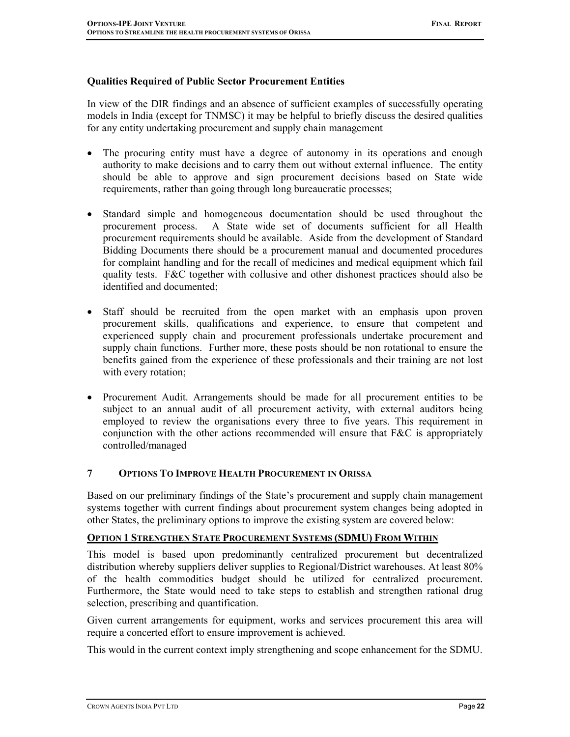### Qualities Required of Public Sector Procurement Entities

In view of the DIR findings and an absence of sufficient examples of successfully operating models in India (except for TNMSC) it may be helpful to briefly discuss the desired qualities for any entity undertaking procurement and supply chain management

- The procuring entity must have a degree of autonomy in its operations and enough authority to make decisions and to carry them out without external influence. The entity should be able to approve and sign procurement decisions based on State wide requirements, rather than going through long bureaucratic processes;

- Standard simple and homogeneous documentation should be used throughout the procurement process. A State wide set of documents sufficient for all Health procurement requirements should be available. Aside from the development of Standard Bidding Documents there should be a procurement manual and documented procedures for complaint handling and for the recall of medicines and medical equipment which fail quality tests. F&C together with collusive and other dishonest practices should also be identified and documented;

- Staff should be recruited from the open market with an emphasis upon proven procurement skills, qualifications and experience, to ensure that competent and experienced supply chain and procurement professionals undertake procurement and supply chain functions. Further more, these posts should be non rotational to ensure the benefits gained from the experience of these professionals and their training are not lost with every rotation;

- Procurement Audit. Arrangements should be made for all procurement entities to be subject to an annual audit of all procurement activity, with external auditors being employed to review the organisations every three to five years. This requirement in conjunction with the other actions recommended will ensure that F&C is appropriately controlled/managed

## 7 Options To Improve Health Procurement In Orissa

Based on our preliminary findings of the State's procurement and supply chain management systems together with current findings about procurement system changes being adopted in other States, the preliminary options to improve the existing system are covered below:

### Option 1 Strengthen State Procurement Systems (SDMU) From Within

This model is based upon predominantly centralized procurement but decentralized distribution whereby suppliers deliver supplies to Regional/District warehouses. At least 80% of the health commodities budget should be utilized for centralized procurement. Furthermore, the State would need to take steps to establish and strengthen rational drug selection, prescribing and quantification.

Given current arrangements for equipment, works and services procurement this area will require a concerted effort to ensure improvement is achieved.

This would in the current context imply strengthening and scope enhancement for the SDMU.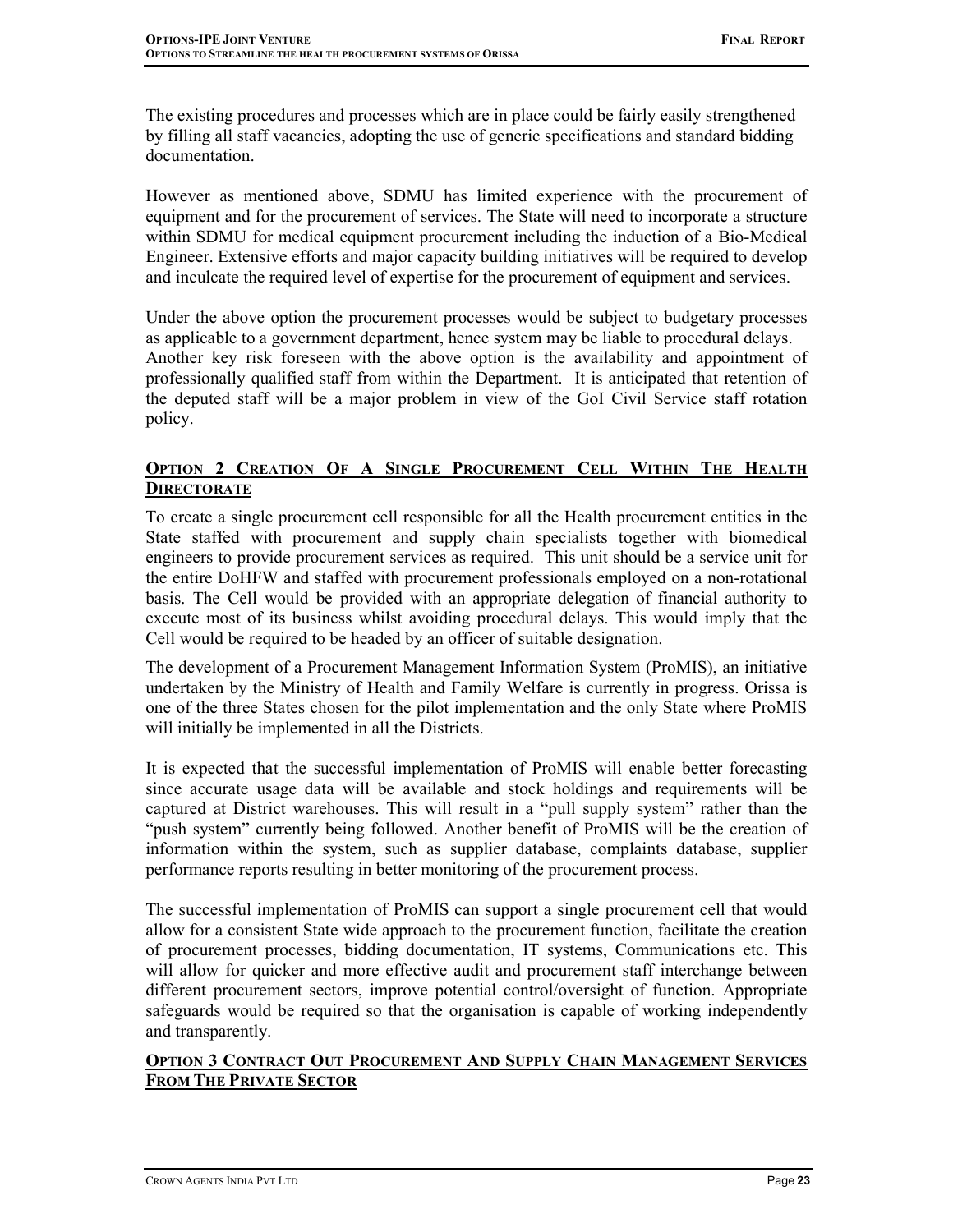The existing procedures and processes which are in place could be fairly easily strengthened by filling all staff vacancies, adopting the use of generic specifications and standard bidding documentation.

However as mentioned above, SDMU has limited experience with the procurement of equipment and for the procurement of services. The State will need to incorporate a structure within SDMU for medical equipment procurement including the induction of a Bio-Medical Engineer. Extensive efforts and major capacity building initiatives will be required to develop and inculcate the required level of expertise for the procurement of equipment and services.

Under the above option the procurement processes would be subject to budgetary processes as applicable to a government department, hence system may be liable to procedural delays. Another key risk foreseen with the above option is the availability and appointment of professionally qualified staff from within the Department. It is anticipated that retention of the deputed staff will be a major problem in view of the GoI Civil Service staff rotation policy.

### Option 2 Creation Of A Single Procurement Cell Within The Health Directorate

To create a single procurement cell responsible for all the Health procurement entities in the State staffed with procurement and supply chain specialists together with biomedical engineers to provide procurement services as required. This unit should be a service unit for the entire DoHFW and staffed with procurement professionals employed on a non-rotational basis. The Cell would be provided with an appropriate delegation of financial authority to execute most of its business whilst avoiding procedural delays. This would imply that the Cell would be required to be headed by an officer of suitable designation.

The development of a Procurement Management Information System (ProMIS), an initiative undertaken by the Ministry of Health and Family Welfare is currently in progress. Orissa is one of the three States chosen for the pilot implementation and the only State where ProMIS will initially be implemented in all the Districts.

It is expected that the successful implementation of ProMIS will enable better forecasting since accurate usage data will be available and stock holdings and requirements will be captured at District warehouses. This will result in a "pull supply system" rather than the "push system" currently being followed. Another benefit of ProMIS will be the creation of information within the system, such as supplier database, complaints database, supplier performance reports resulting in better monitoring of the procurement process.

The successful implementation of ProMIS can support a single procurement cell that would allow for a consistent State wide approach to the procurement function, facilitate the creation of procurement processes, bidding documentation, IT systems, Communications etc. This will allow for quicker and more effective audit and procurement staff interchange between different procurement sectors, improve potential control/oversight of function. Appropriate safeguards would be required so that the organisation is capable of working independently and transparently.

### Option 3 Contract Out Procurement And Supply Chain Management Services From The Private Sector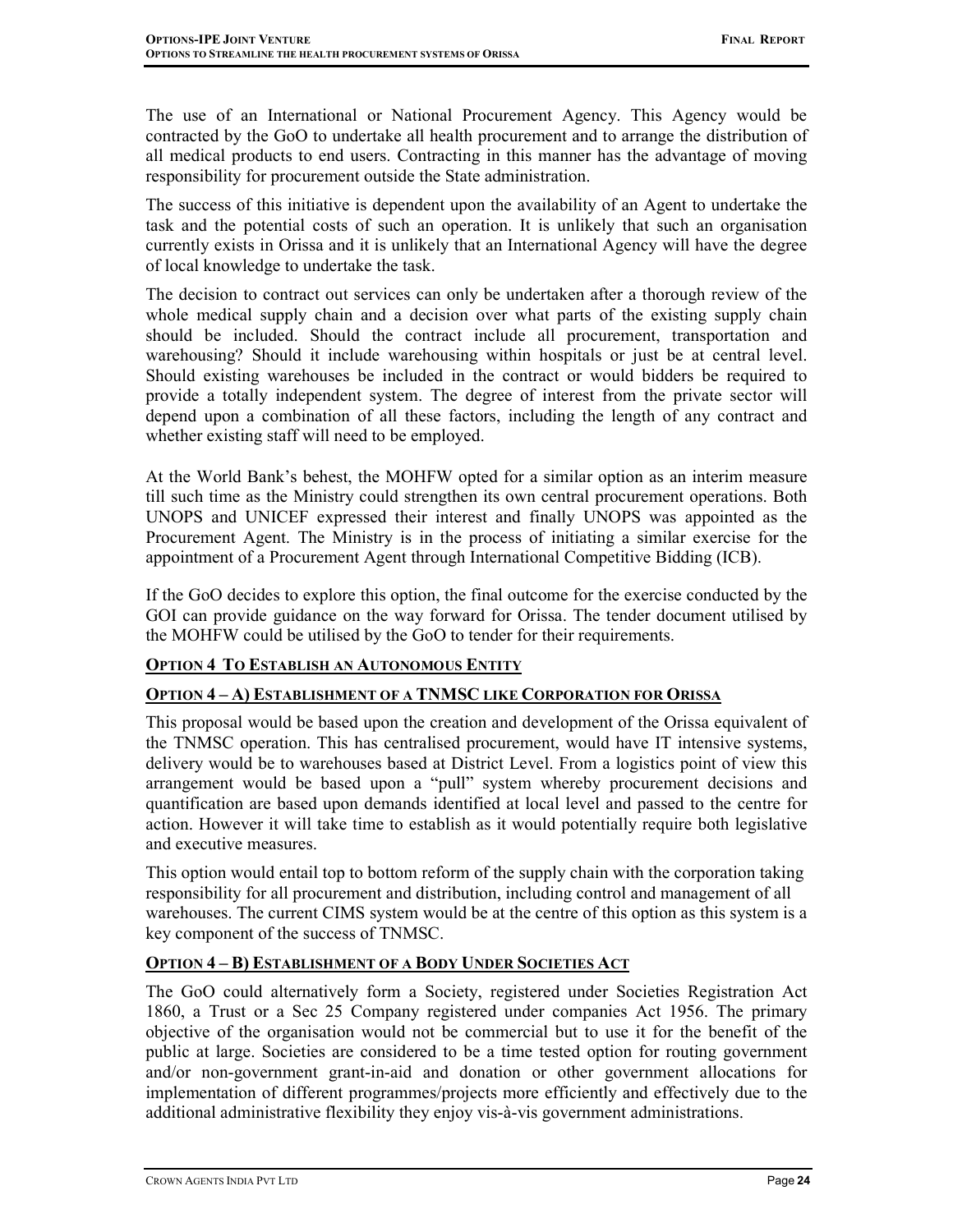The use of an International or National Procurement Agency. This Agency would be contracted by the GoO to undertake all health procurement and to arrange the distribution of all medical products to end users. Contracting in this manner has the advantage of moving responsibility for procurement outside the State administration.

The success of this initiative is dependent upon the availability of an Agent to undertake the task and the potential costs of such an operation. It is unlikely that such an organisation currently exists in Orissa and it is unlikely that an International Agency will have the degree of local knowledge to undertake the task.

The decision to contract out services can only be undertaken after a thorough review of the whole medical supply chain and a decision over what parts of the existing supply chain should be included. Should the contract include all procurement, transportation and warehousing? Should it include warehousing within hospitals or just be at central level. Should existing warehouses be included in the contract or would bidders be required to provide a totally independent system. The degree of interest from the private sector will depend upon a combination of all these factors, including the length of any contract and whether existing staff will need to be employed.

At the World Bank's behest, the MOHFW opted for a similar option as an interim measure till such time as the Ministry could strengthen its own central procurement operations. Both UNOPS and UNICEF expressed their interest and finally UNOPS was appointed as the Procurement Agent. The Ministry is in the process of initiating a similar exercise for the appointment of a Procurement Agent through International Competitive Bidding (ICB).

If the GoO decides to explore this option, the final outcome for the exercise conducted by the GOI can provide guidance on the way forward for Orissa. The tender document utilised by the MOHFW could be utilised by the GoO to tender for their requirements.

### OPTION 4 TO ESTABLISH AN AUTONOMOUS ENTITY

#### OPTION 4 – A) ESTABLISHMENT OF A TNMSC LIKE CORPORATION FOR ORISSA

This proposal would be based upon the creation and development of the Orissa equivalent of the TNMSC operation. This has centralised procurement, would have IT intensive systems, delivery would be to warehouses based at District Level. From a logistics point of view this arrangement would be based upon a "pull" system whereby procurement decisions and quantification are based upon demands identified at local level and passed to the centre for action. However it will take time to establish as it would potentially require both legislative and executive measures.

This option would entail top to bottom reform of the supply chain with the corporation taking responsibility for all procurement and distribution, including control and management of all warehouses. The current CIMS system would be at the centre of this option as this system is a key component of the success of TNMSC.

#### OPTION 4 – B) ESTABLISHMENT OF A BODY UNDER SOCIETIES ACT

The GoO could alternatively form a Society, registered under Societies Registration Act 1860, a Trust or a Sec 25 Company registered under companies Act 1956. The primary objective of the organisation would not be commercial but to use it for the benefit of the public at large. Societies are considered to be a time tested option for routing government and/or non-government grant-in-aid and donation or other government allocations for implementation of different programmes/projects more efficiently and effectively due to the additional administrative flexibility they enjoy vis-à-vis government administrations.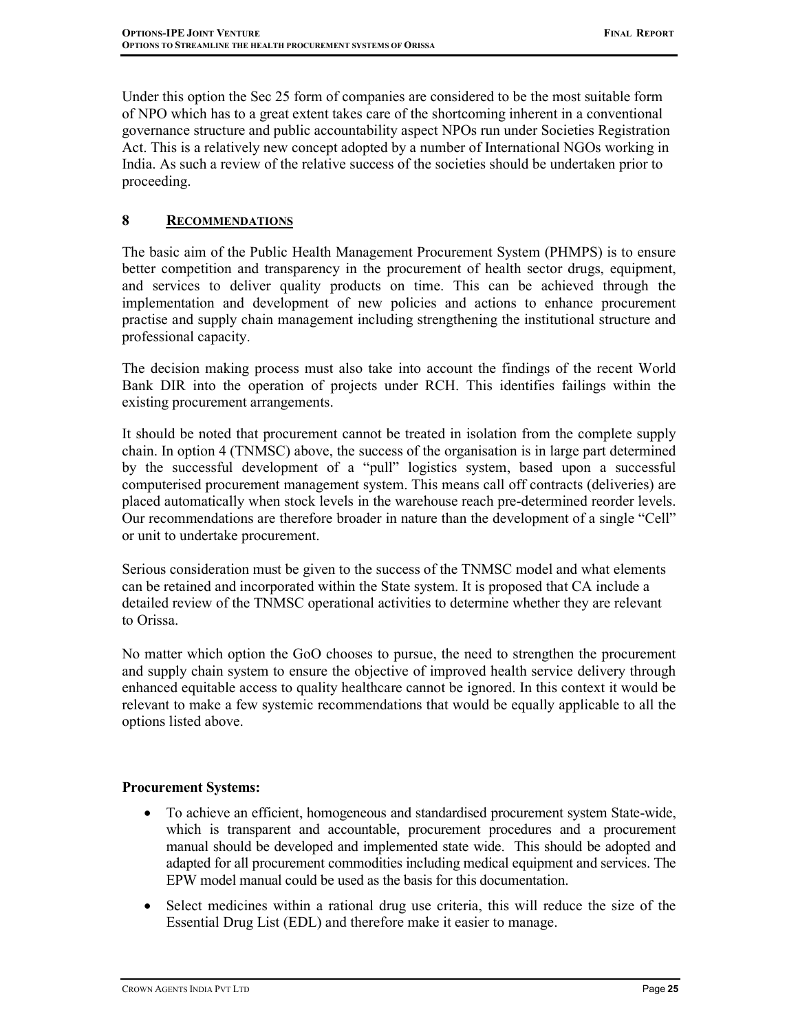Under this option the Sec 25 form of companies are considered to be the most suitable form of NPO which has to a great extent takes care of the shortcoming inherent in a conventional governance structure and public accountability aspect NPOs run under Societies Registration Act. This is a relatively new concept adopted by a number of International NGOs working in India. As such a review of the relative success of the societies should be undertaken prior to proceeding.

## 8 RECOMMENDATIONS

The basic aim of the Public Health Management Procurement System (PHMPS) is to ensure better competition and transparency in the procurement of health sector drugs, equipment, and services to deliver quality products on time. This can be achieved through the implementation and development of new policies and actions to enhance procurement practise and supply chain management including strengthening the institutional structure and professional capacity.

The decision making process must also take into account the findings of the recent World Bank DIR into the operation of projects under RCH. This identifies failings within the existing procurement arrangements.

It should be noted that procurement cannot be treated in isolation from the complete supply chain. In option 4 (TNMSC) above, the success of the organisation is in large part determined by the successful development of a "pull" logistics system, based upon a successful computerised procurement management system. This means call off contracts (deliveries) are placed automatically when stock levels in the warehouse reach pre-determined reorder levels. Our recommendations are therefore broader in nature than the development of a single "Cell" or unit to undertake procurement.

Serious consideration must be given to the success of the TNMSC model and what elements can be retained and incorporated within the State system. It is proposed that CA include a detailed review of the TNMSC operational activities to determine whether they are relevant to Orissa.

No matter which option the GoO chooses to pursue, the need to strengthen the procurement and supply chain system to ensure the objective of improved health service delivery through enhanced equitable access to quality healthcare cannot be ignored. In this context it would be relevant to make a few systemic recommendations that would be equally applicable to all the options listed above.

**Procurement Systems:**

- To achieve an efficient, homogeneous and standardised procurement system State-wide, which is transparent and accountable, procurement procedures and a procurement manual should be developed and implemented state wide. This should be adopted and adapted for all procurement commodities including medical equipment and services. The EPW model manual could be used as the basis for this documentation.
- Select medicines within a rational drug use criteria, this will reduce the size of the Essential Drug List (EDL) and therefore make it easier to manage.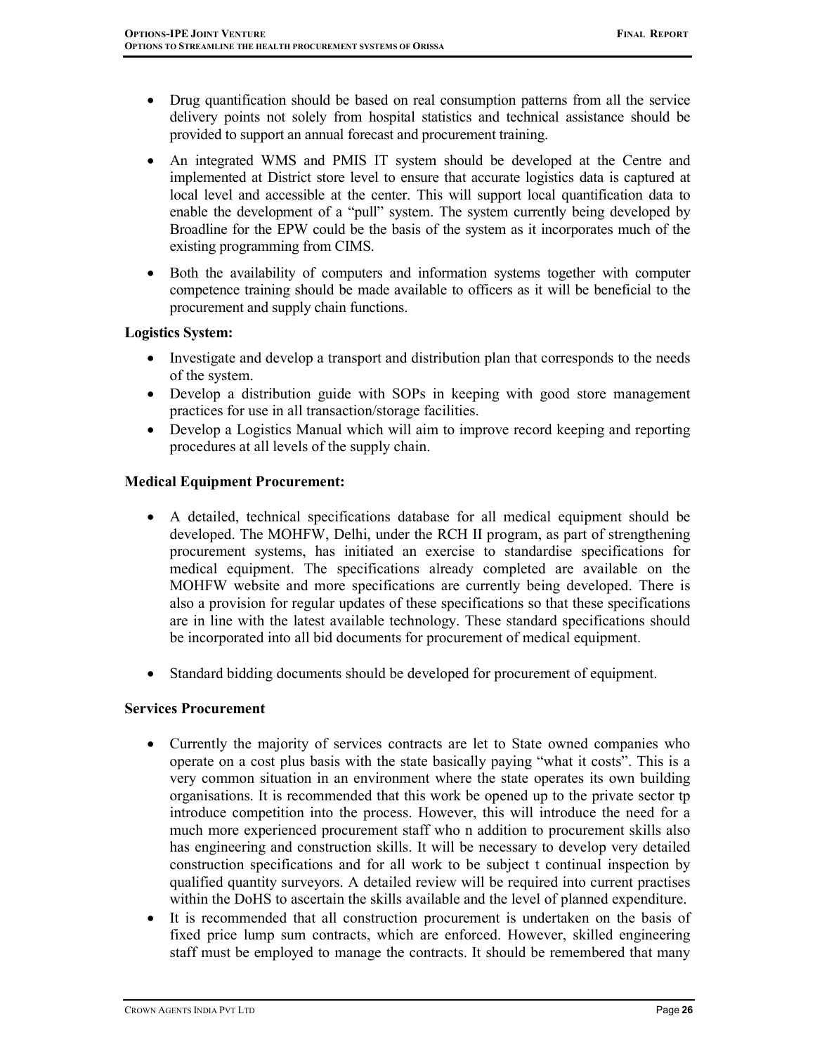- Drug quantification should be based on real consumption patterns from all the service delivery points not solely from hospital statistics and technical assistance should be provided to support an annual forecast and procurement training.
- An integrated WMS and PMIS IT system should be developed at the Centre and implemented at District store level to ensure that accurate logistics data is captured at local level and accessible at the center. This will support local quantification data to enable the development of a "pull" system. The system currently being developed by Broadline for the EPW could be the basis of the system as it incorporates much of the existing programming from CIMS.
- Both the availability of computers and information systems together with computer competence training should be made available to officers as it will be beneficial to the procurement and supply chain functions.

**Logistics System:**

- Investigate and develop a transport and distribution plan that corresponds to the needs of the system.
- Develop a distribution guide with SOPs in keeping with good store management practices for use in all transaction/storage facilities.
- Develop a Logistics Manual which will aim to improve record keeping and reporting procedures at all levels of the supply chain.

**Medical Equipment Procurement:**

- A detailed, technical specifications database for all medical equipment should be developed. The MOHFW, Delhi, under the RCH II program, as part of strengthening procurement systems, has initiated an exercise to standardise specifications for medical equipment. The specifications already completed are available on the MOHFW website and more specifications are currently being developed. There is also a provision for regular updates of these specifications so that these specifications are in line with the latest available technology. These standard specifications should be incorporated into all bid documents for procurement of medical equipment.
- Standard bidding documents should be developed for procurement of equipment.

**Services Procurement**

- Currently the majority of services contracts are let to State owned companies who operate on a cost plus basis with the state basically paying "what it costs". This is a very common situation in an environment where the state operates its own building organisations. It is recommended that this work be opened up to the private sector tp introduce competition into the process. However, this will introduce the need for a much more experienced procurement staff who n addition to procurement skills also has engineering and construction skills. It will be necessary to develop very detailed construction specifications and for all work to be subject t continual inspection by qualified quantity surveyors. A detailed review will be required into current practises within the DoHS to ascertain the skills available and the level of planned expenditure.
- It is recommended that all construction procurement is undertaken on the basis of fixed price lump sum contracts, which are enforced. However, skilled engineering staff must be employed to manage the contracts. It should be remembered that many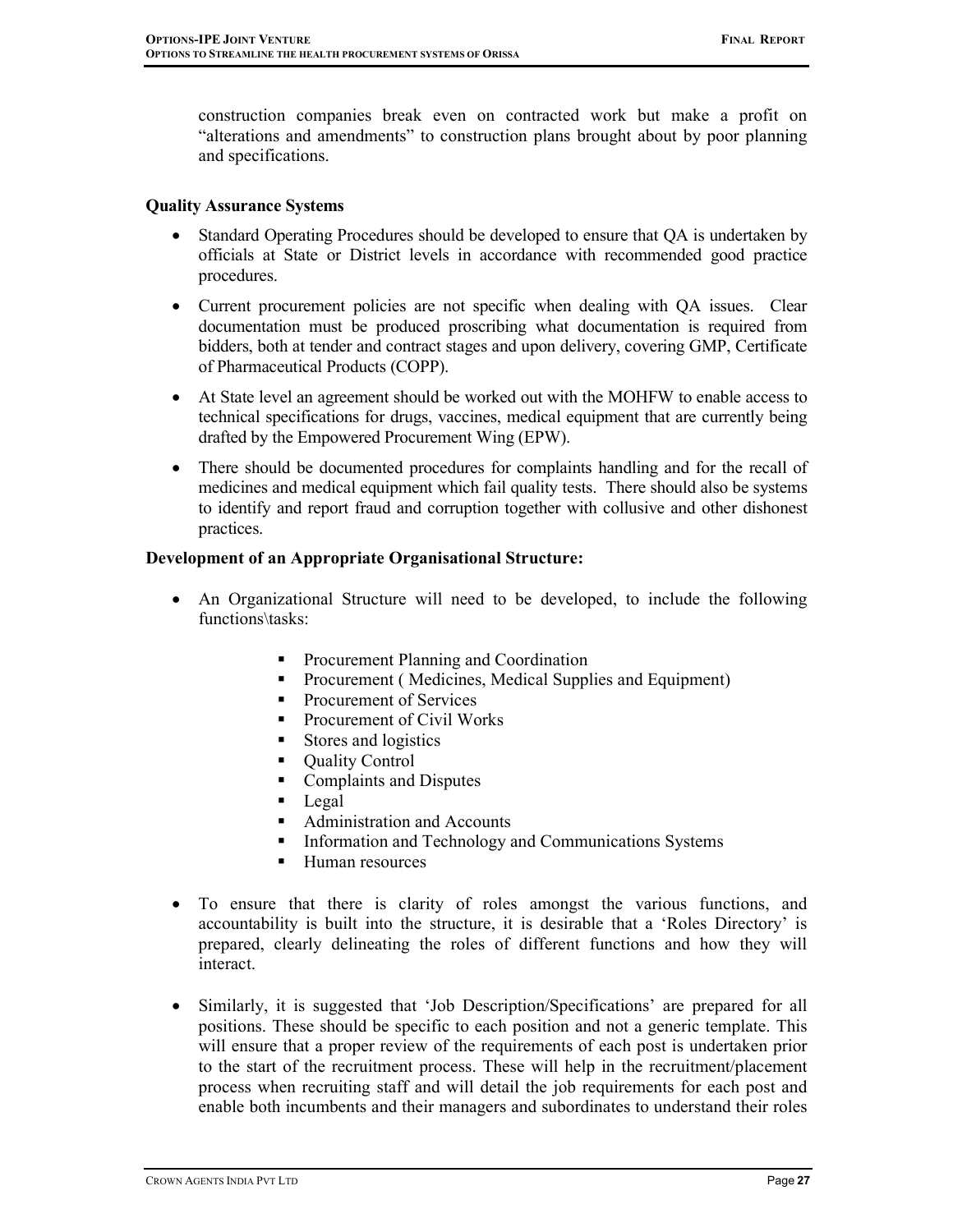construction companies break even on contracted work but make a profit on "alterations and amendments" to construction plans brought about by poor planning and specifications.

**Quality Assurance Systems**

- Standard Operating Procedures should be developed to ensure that QA is undertaken by officials at State or District levels in accordance with recommended good practice procedures.
- Current procurement policies are not specific when dealing with QA issues. Clear documentation must be produced proscribing what documentation is required from bidders, both at tender and contract stages and upon delivery, covering GMP, Certificate of Pharmaceutical Products (COPP).
- At State level an agreement should be worked out with the MOHFW to enable access to technical specifications for drugs, vaccines, medical equipment that are currently being drafted by the Empowered Procurement Wing (EPW).
- There should be documented procedures for complaints handling and for the recall of medicines and medical equipment which fail quality tests. There should also be systems to identify and report fraud and corruption together with collusive and other dishonest practices.

**Development of an Appropriate Organisational Structure:**

- An Organizational Structure will need to be developed, to include the following functions\tasks:
  - Procurement Planning and Coordination
  - Procurement ( Medicines, Medical Supplies and Equipment)
  - Procurement of Services
  - Procurement of Civil Works
  - Stores and logistics
  - Quality Control
  - Complaints and Disputes
  - Legal
  - Administration and Accounts
  - Information and Technology and Communications Systems
  - Human resources
- To ensure that there is clarity of roles amongst the various functions, and accountability is built into the structure, it is desirable that a 'Roles Directory' is prepared, clearly delineating the roles of different functions and how they will interact.
- Similarly, it is suggested that 'Job Description/Specifications' are prepared for all positions. These should be specific to each position and not a generic template. This will ensure that a proper review of the requirements of each post is undertaken prior to the start of the recruitment process. These will help in the recruitment/placement process when recruiting staff and will detail the job requirements for each post and enable both incumbents and their managers and subordinates to understand their roles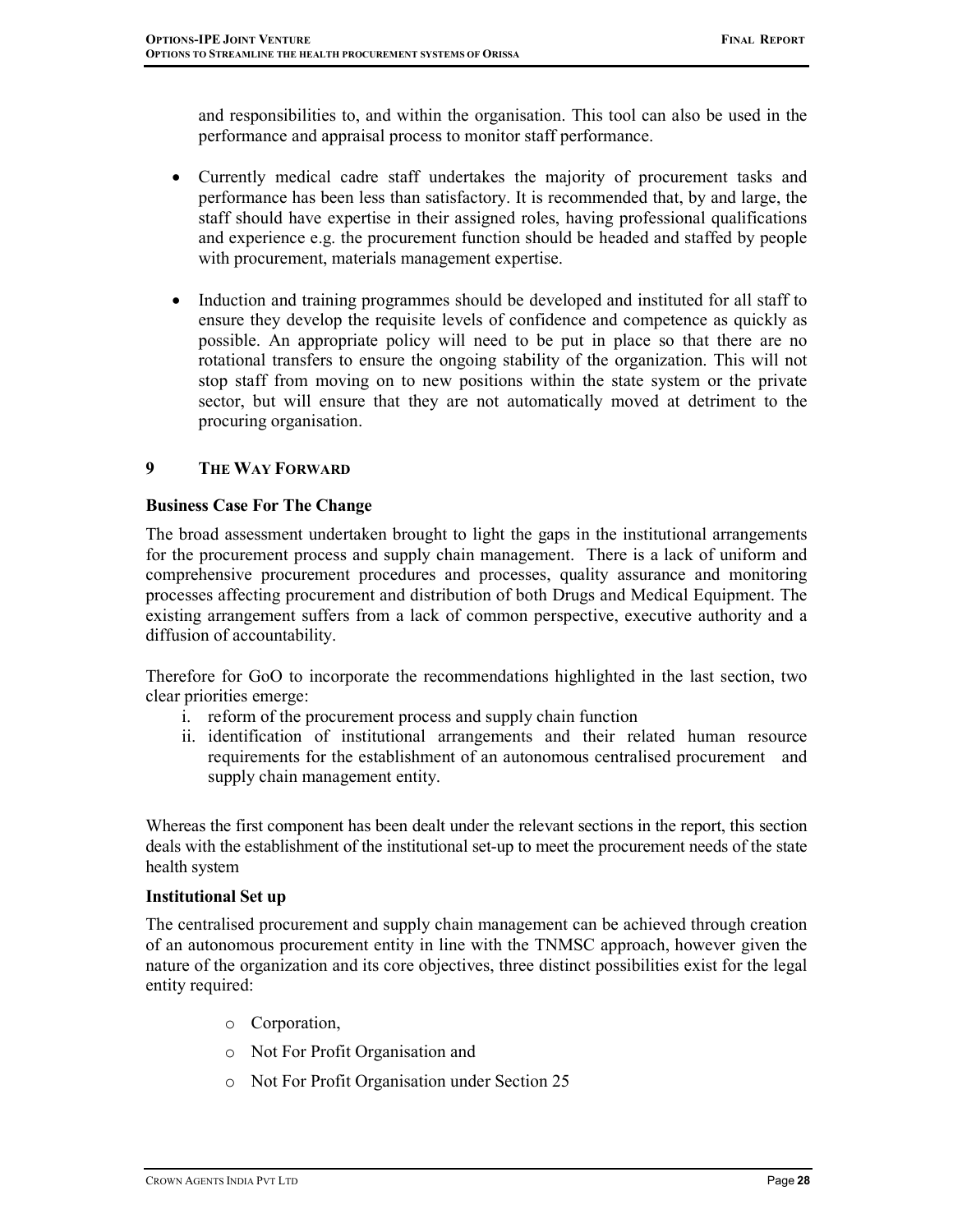and responsibilities to, and within the organisation. This tool can also be used in the performance and appraisal process to monitor staff performance.

- Currently medical cadre staff undertakes the majority of procurement tasks and performance has been less than satisfactory. It is recommended that, by and large, the staff should have expertise in their assigned roles, having professional qualifications and experience e.g. the procurement function should be headed and staffed by people with procurement, materials management expertise.

- Induction and training programmes should be developed and instituted for all staff to ensure they develop the requisite levels of confidence and competence as quickly as possible. An appropriate policy will need to be put in place so that there are no rotational transfers to ensure the ongoing stability of the organization. This will not stop staff from moving on to new positions within the state system or the private sector, but will ensure that they are not automatically moved at detriment to the procuring organisation.

## 9 THE WAY FORWARD

**Business Case For The Change**

The broad assessment undertaken brought to light the gaps in the institutional arrangements for the procurement process and supply chain management. There is a lack of uniform and comprehensive procurement procedures and processes, quality assurance and monitoring processes affecting procurement and distribution of both Drugs and Medical Equipment. The existing arrangement suffers from a lack of common perspective, executive authority and a diffusion of accountability.

Therefore for GoO to incorporate the recommendations highlighted in the last section, two clear priorities emerge:

i. reform of the procurement process and supply chain function
ii. identification of institutional arrangements and their related human resource requirements for the establishment of an autonomous centralised procurement and supply chain management entity.

Whereas the first component has been dealt under the relevant sections in the report, this section deals with the establishment of the institutional set-up to meet the procurement needs of the state health system

**Institutional Set up**

The centralised procurement and supply chain management can be achieved through creation of an autonomous procurement entity in line with the TNMSC approach, however given the nature of the organization and its core objectives, three distinct possibilities exist for the legal entity required:

- Corporation,
- Not For Profit Organisation and
- Not For Profit Organisation under Section 25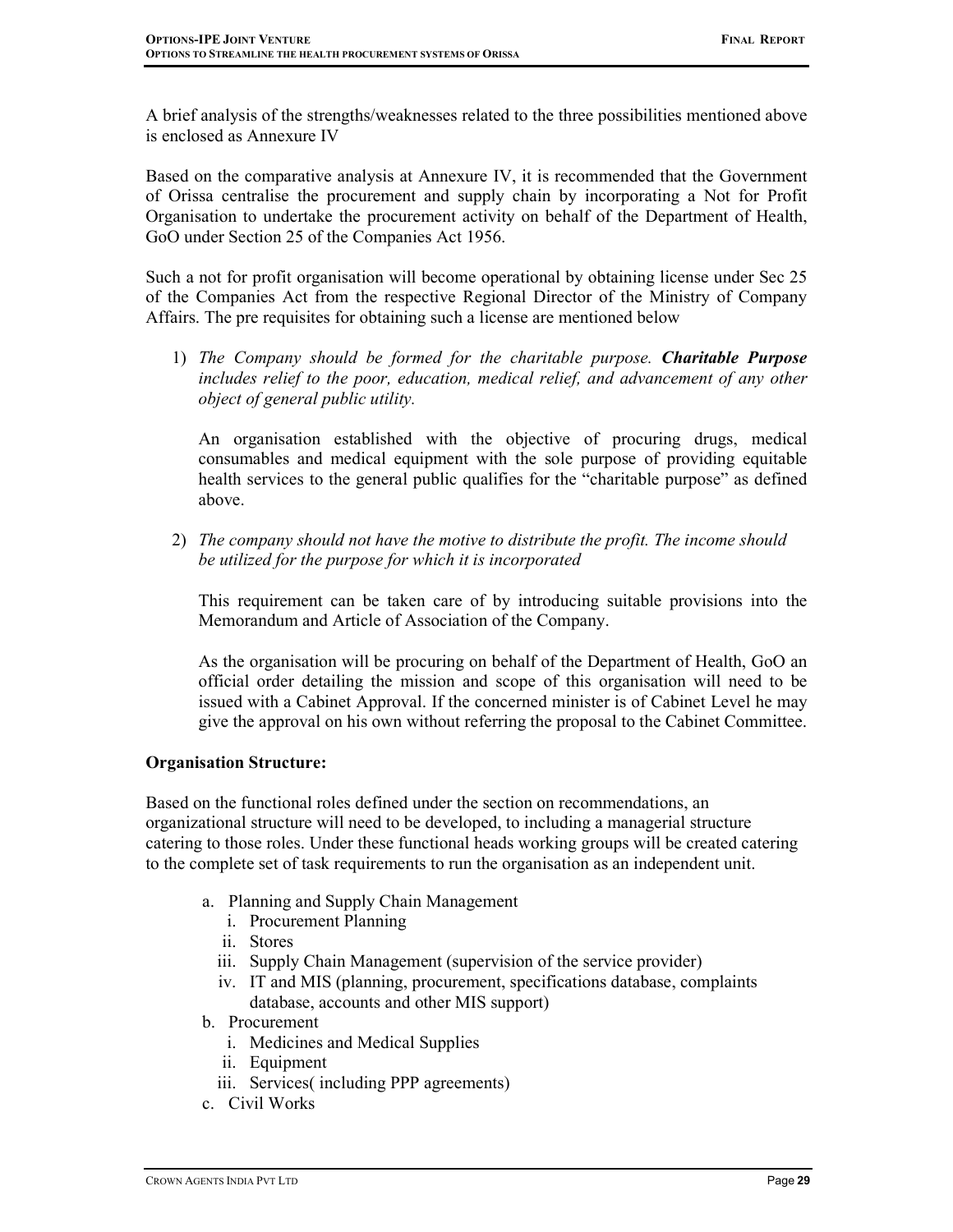A brief analysis of the strengths/weaknesses related to the three possibilities mentioned above is enclosed as Annexure IV

Based on the comparative analysis at Annexure IV, it is recommended that the Government of Orissa centralise the procurement and supply chain by incorporating a Not for Profit Organisation to undertake the procurement activity on behalf of the Department of Health, GoO under Section 25 of the Companies Act 1956.

Such a not for profit organisation will become operational by obtaining license under Sec 25 of the Companies Act from the respective Regional Director of the Ministry of Company Affairs. The pre requisites for obtaining such a license are mentioned below

1) *The Company should be formed for the charitable purpose.* ***Charitable Purpose*** *includes relief to the poor, education, medical relief, and advancement of any other object of general public utility.*

   An organisation established with the objective of procuring drugs, medical consumables and medical equipment with the sole purpose of providing equitable health services to the general public qualifies for the "charitable purpose" as defined above.

2) *The company should not have the motive to distribute the profit. The income should be utilized for the purpose for which it is incorporated*

   This requirement can be taken care of by introducing suitable provisions into the Memorandum and Article of Association of the Company.

   As the organisation will be procuring on behalf of the Department of Health, GoO an official order detailing the mission and scope of this organisation will need to be issued with a Cabinet Approval. If the concerned minister is of Cabinet Level he may give the approval on his own without referring the proposal to the Cabinet Committee.

**Organisation Structure:**

Based on the functional roles defined under the section on recommendations, an organizational structure will need to be developed, to including a managerial structure catering to those roles. Under these functional heads working groups will be created catering to the complete set of task requirements to run the organisation as an independent unit.

a. Planning and Supply Chain Management
   i. Procurement Planning
   ii. Stores
   iii. Supply Chain Management (supervision of the service provider)
   iv. IT and MIS (planning, procurement, specifications database, complaints database, accounts and other MIS support)
b. Procurement
   i. Medicines and Medical Supplies
   ii. Equipment
   iii. Services( including PPP agreements)
c. Civil Works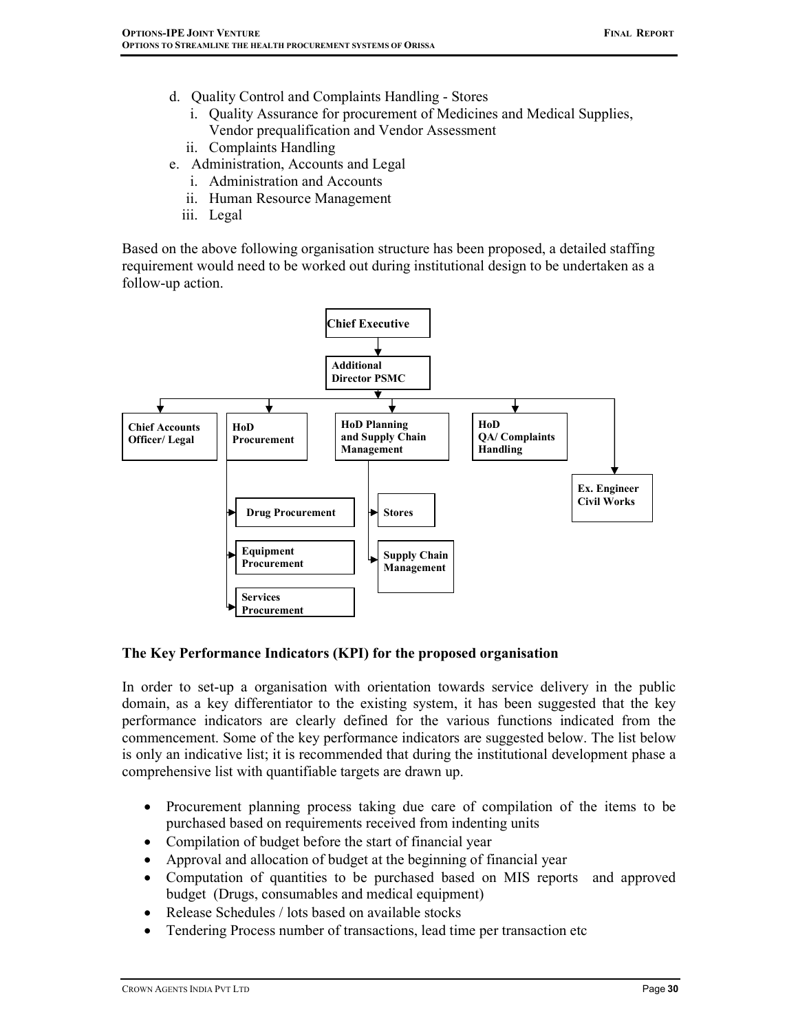d. Quality Control and Complaints Handling - Stores
   i. Quality Assurance for procurement of Medicines and Medical Supplies, Vendor prequalification and Vendor Assessment
   ii. Complaints Handling
e. Administration, Accounts and Legal
   i. Administration and Accounts
   ii. Human Resource Management
   iii. Legal

Based on the above following organisation structure has been proposed, a detailed staffing requirement would need to be worked out during institutional design to be undertaken as a follow-up action.

- Chief Executive
  - Additional Director PSMC
    - Chief Accounts Officer/ Legal
    - HoD Procurement
      - Drug Procurement
      - Equipment Procurement
      - Services Procurement
    - HoD Planning and Supply Chain Management
      - Stores
      - Supply Chain Management
    - HoD QA/ Complaints Handling
    - Ex. Engineer Civil Works

**The Key Performance Indicators (KPI) for the proposed organisation**

In order to set-up a organisation with orientation towards service delivery in the public domain, as a key differentiator to the existing system, it has been suggested that the key performance indicators are clearly defined for the various functions indicated from the commencement. Some of the key performance indicators are suggested below. The list below is only an indicative list; it is recommended that during the institutional development phase a comprehensive list with quantifiable targets are drawn up.

- Procurement planning process taking due care of compilation of the items to be purchased based on requirements received from indenting units
- Compilation of budget before the start of financial year
- Approval and allocation of budget at the beginning of financial year
- Computation of quantities to be purchased based on MIS reports and approved budget (Drugs, consumables and medical equipment)
- Release Schedules / lots based on available stocks
- Tendering Process number of transactions, lead time per transaction etc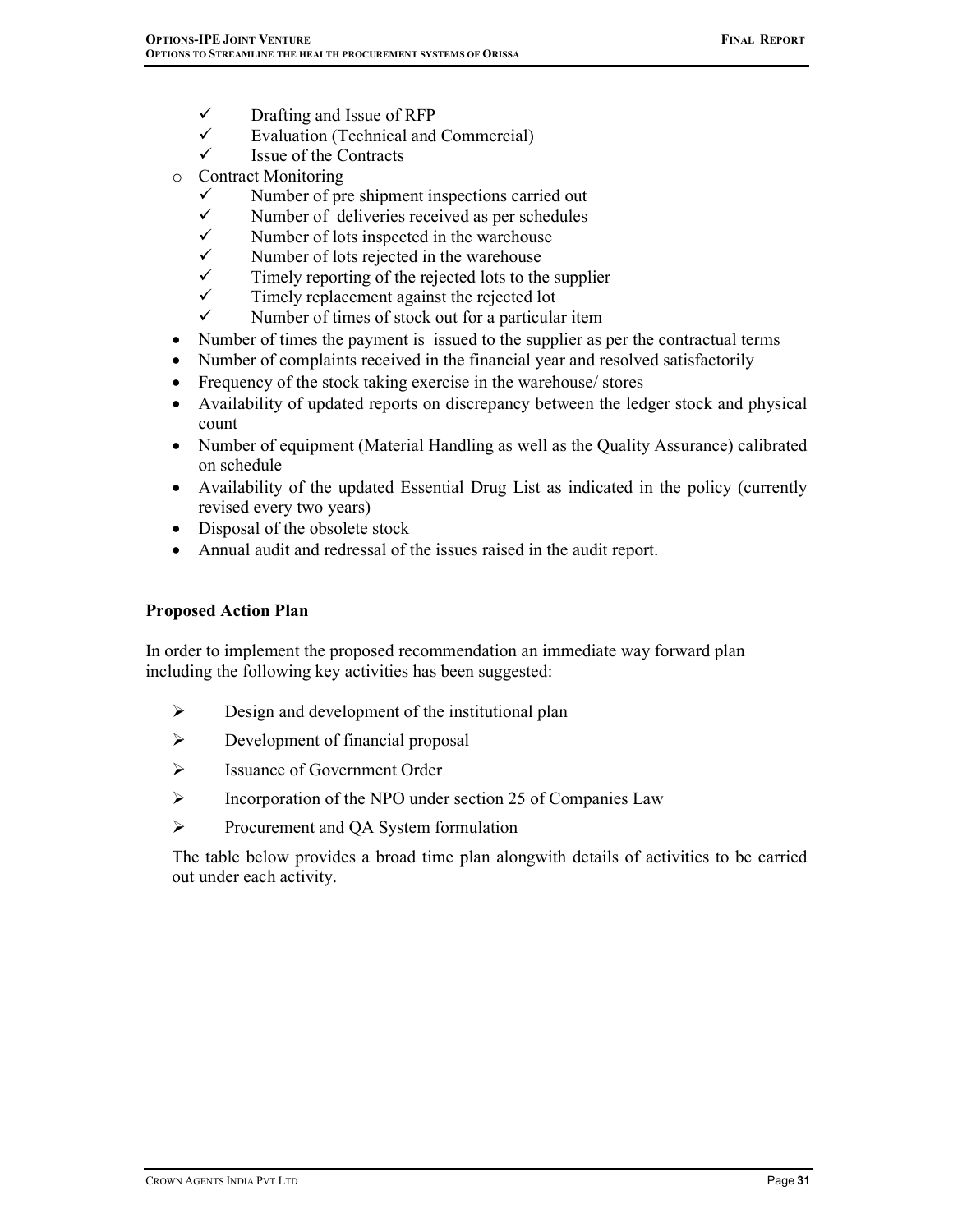- ✓ Drafting and Issue of RFP
  - ✓ Evaluation (Technical and Commercial)
  - ✓ Issue of the Contracts
- o Contract Monitoring
  - ✓ Number of pre shipment inspections carried out
  - ✓ Number of deliveries received as per schedules
  - ✓ Number of lots inspected in the warehouse
  - ✓ Number of lots rejected in the warehouse
  - ✓ Timely reporting of the rejected lots to the supplier
  - ✓ Timely replacement against the rejected lot
  - ✓ Number of times of stock out for a particular item

- Number of times the payment is issued to the supplier as per the contractual terms
- Number of complaints received in the financial year and resolved satisfactorily
- Frequency of the stock taking exercise in the warehouse/ stores
- Availability of updated reports on discrepancy between the ledger stock and physical count
- Number of equipment (Material Handling as well as the Quality Assurance) calibrated on schedule
- Availability of the updated Essential Drug List as indicated in the policy (currently revised every two years)
- Disposal of the obsolete stock
- Annual audit and redressal of the issues raised in the audit report.

**Proposed Action Plan**

In order to implement the proposed recommendation an immediate way forward plan including the following key activities has been suggested:

- ➢ Design and development of the institutional plan
- ➢ Development of financial proposal
- ➢ Issuance of Government Order
- ➢ Incorporation of the NPO under section 25 of Companies Law
- ➢ Procurement and QA System formulation

The table below provides a broad time plan alongwith details of activities to be carried out under each activity.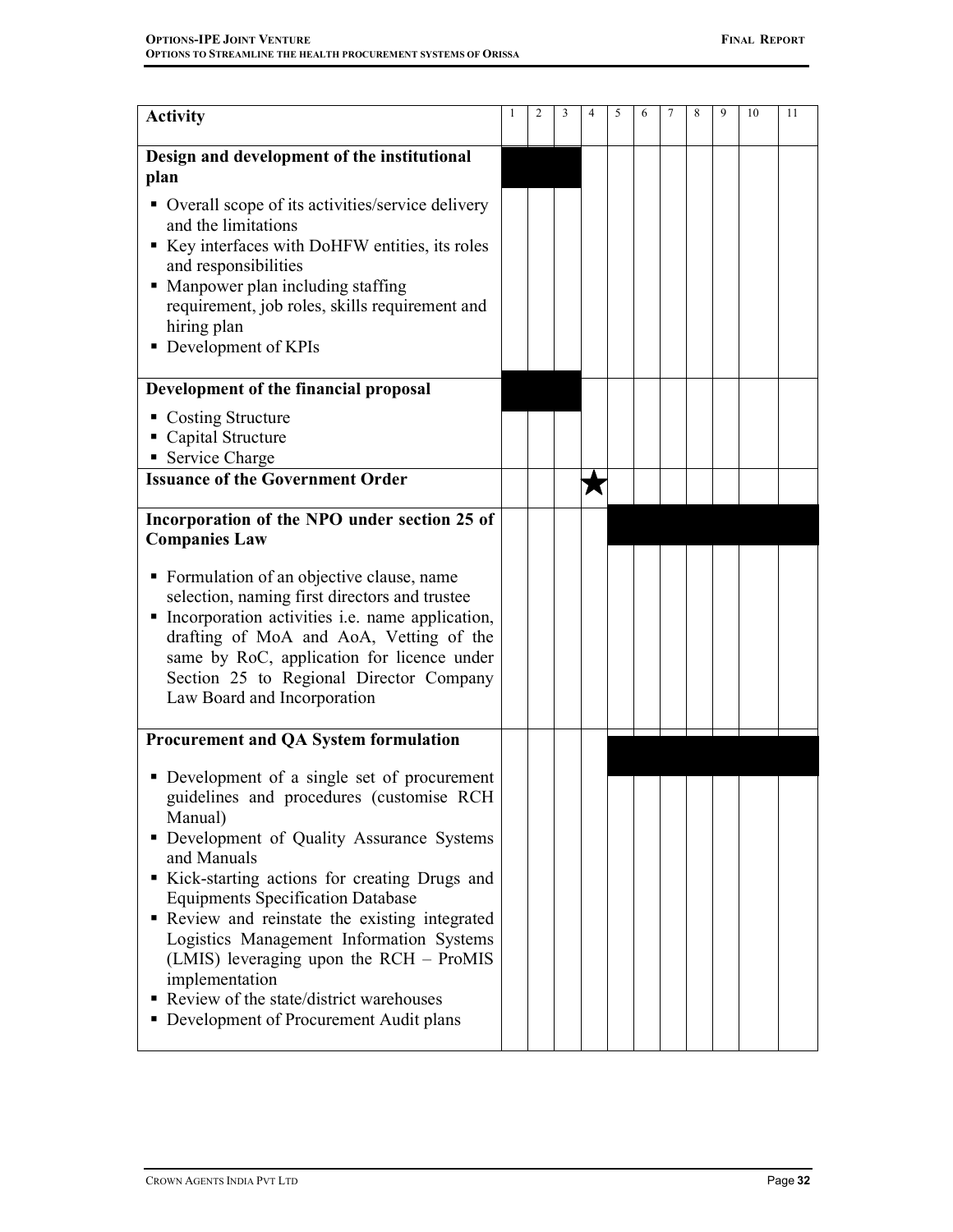| Activity | 1 | 2 | 3 | 4 | 5 | 6 | 7 | 8 | 9 | 10 | 11 |
|---|---|---|---|---|---|---|---|---|---|---|---|
| **Design and development of the institutional plan** | ■ | ■ | ■ | | | | | | | | |
| ▪ Overall scope of its activities/service delivery and the limitations<br>▪ Key interfaces with DoHFW entities, its roles and responsibilities<br>▪ Manpower plan including staffing requirement, job roles, skills requirement and hiring plan<br>▪ Development of KPIs | | | | | | | | | | | |
| **Development of the financial proposal** | ■ | ■ | ■ | | | | | | | | |
| ▪ Costing Structure<br>▪ Capital Structure<br>▪ Service Charge | | | | | | | | | | | |
| **Issuance of the Government Order** | | | | ★ | | | | | | | |
| **Incorporation of the NPO under section 25 of Companies Law** | | | | | ■ | ■ | ■ | ■ | ■ | ■ | ■ |
| ▪ Formulation of an objective clause, name selection, naming first directors and trustee<br>▪ Incorporation activities i.e. name application, drafting of MoA and AoA, Vetting of the same by RoC, application for licence under Section 25 to Regional Director Company Law Board and Incorporation | | | | | | | | | | | |
| **Procurement and QA System formulation** | | | | | ■ | ■ | ■ | ■ | ■ | ■ | ■ |
| ▪ Development of a single set of procurement guidelines and procedures (customise RCH Manual)<br>▪ Development of Quality Assurance Systems and Manuals<br>▪ Kick-starting actions for creating Drugs and Equipments Specification Database<br>▪ Review and reinstate the existing integrated Logistics Management Information Systems (LMIS) leveraging upon the RCH – ProMIS implementation<br>▪ Review of the state/district warehouses<br>▪ Development of Procurement Audit plans | | | | | | | | | | | |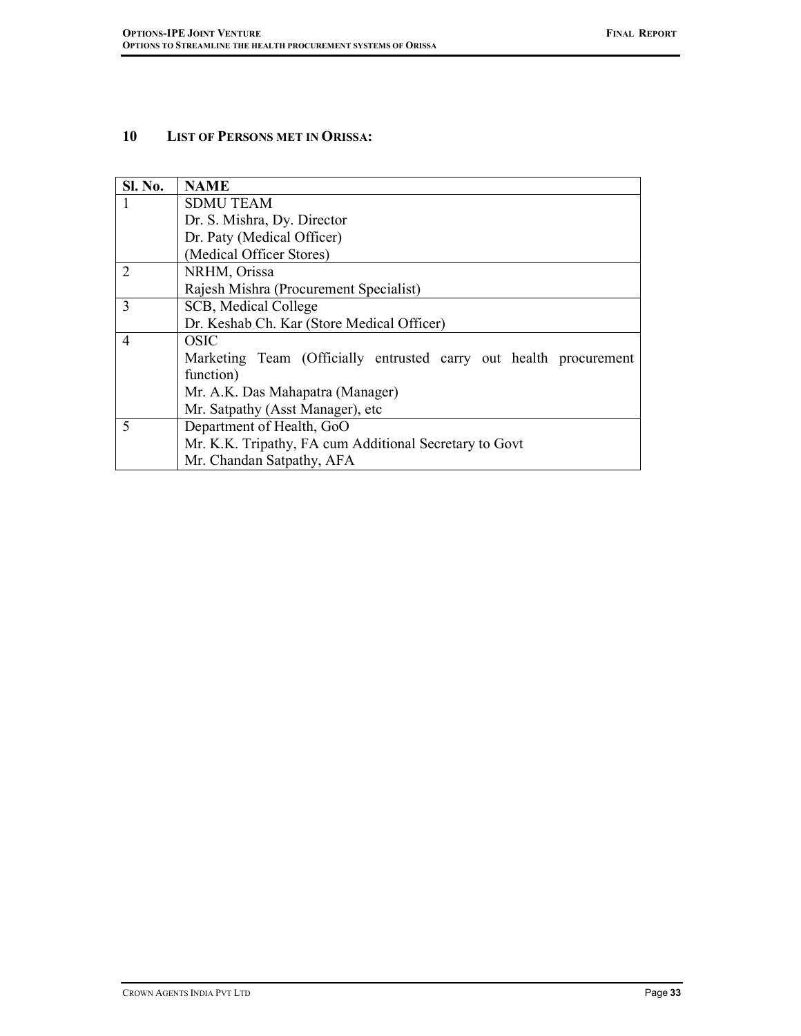## 10 LIST OF PERSONS MET IN ORISSA:

| Sl. No. | NAME |
|---|---|
| 1 | SDMU TEAM<br>Dr. S. Mishra, Dy. Director<br>Dr. Paty (Medical Officer)<br>(Medical Officer Stores) |
| 2 | NRHM, Orissa<br>Rajesh Mishra (Procurement Specialist) |
| 3 | SCB, Medical College<br>Dr. Keshab Ch. Kar (Store Medical Officer) |
| 4 | OSIC<br>Marketing Team (Officially entrusted carry out health procurement function)<br>Mr. A.K. Das Mahapatra (Manager)<br>Mr. Satpathy (Asst Manager), etc |
| 5 | Department of Health, GoO<br>Mr. K.K. Tripathy, FA cum Additional Secretary to Govt<br>Mr. Chandan Satpathy, AFA |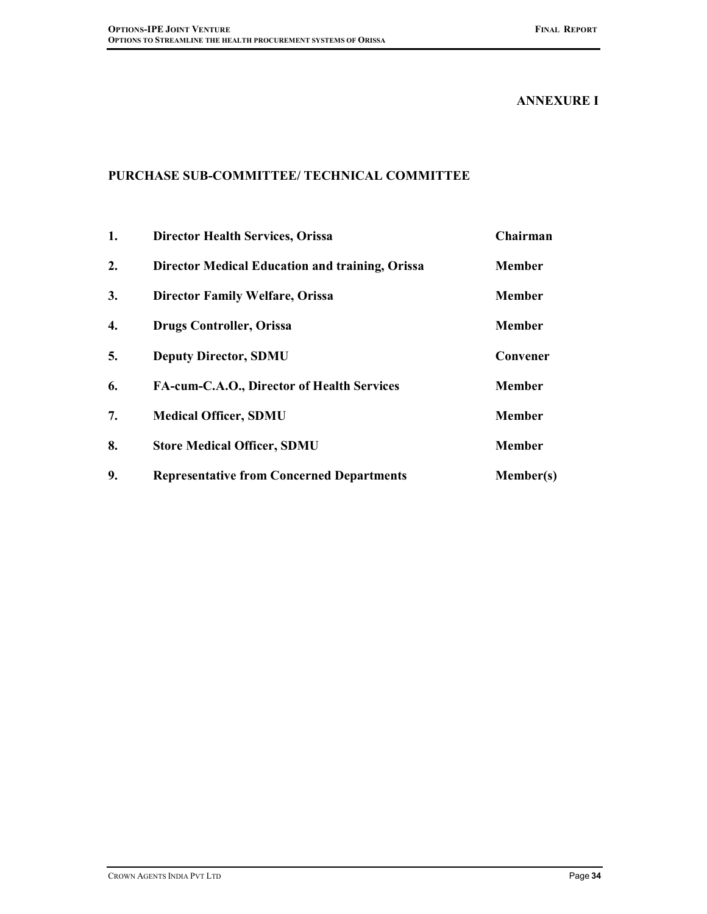**ANNEXURE I**

## PURCHASE SUB-COMMITTEE/ TECHNICAL COMMITTEE

| | | |
|---|---|---|
| **1.** | **Director Health Services, Orissa** | **Chairman** |
| **2.** | **Director Medical Education and training, Orissa** | **Member** |
| **3.** | **Director Family Welfare, Orissa** | **Member** |
| **4.** | **Drugs Controller, Orissa** | **Member** |
| **5.** | **Deputy Director, SDMU** | **Convener** |
| **6.** | **FA-cum-C.A.O., Director of Health Services** | **Member** |
| **7.** | **Medical Officer, SDMU** | **Member** |
| **8.** | **Store Medical Officer, SDMU** | **Member** |
| **9.** | **Representative from Concerned Departments** | **Member(s)** |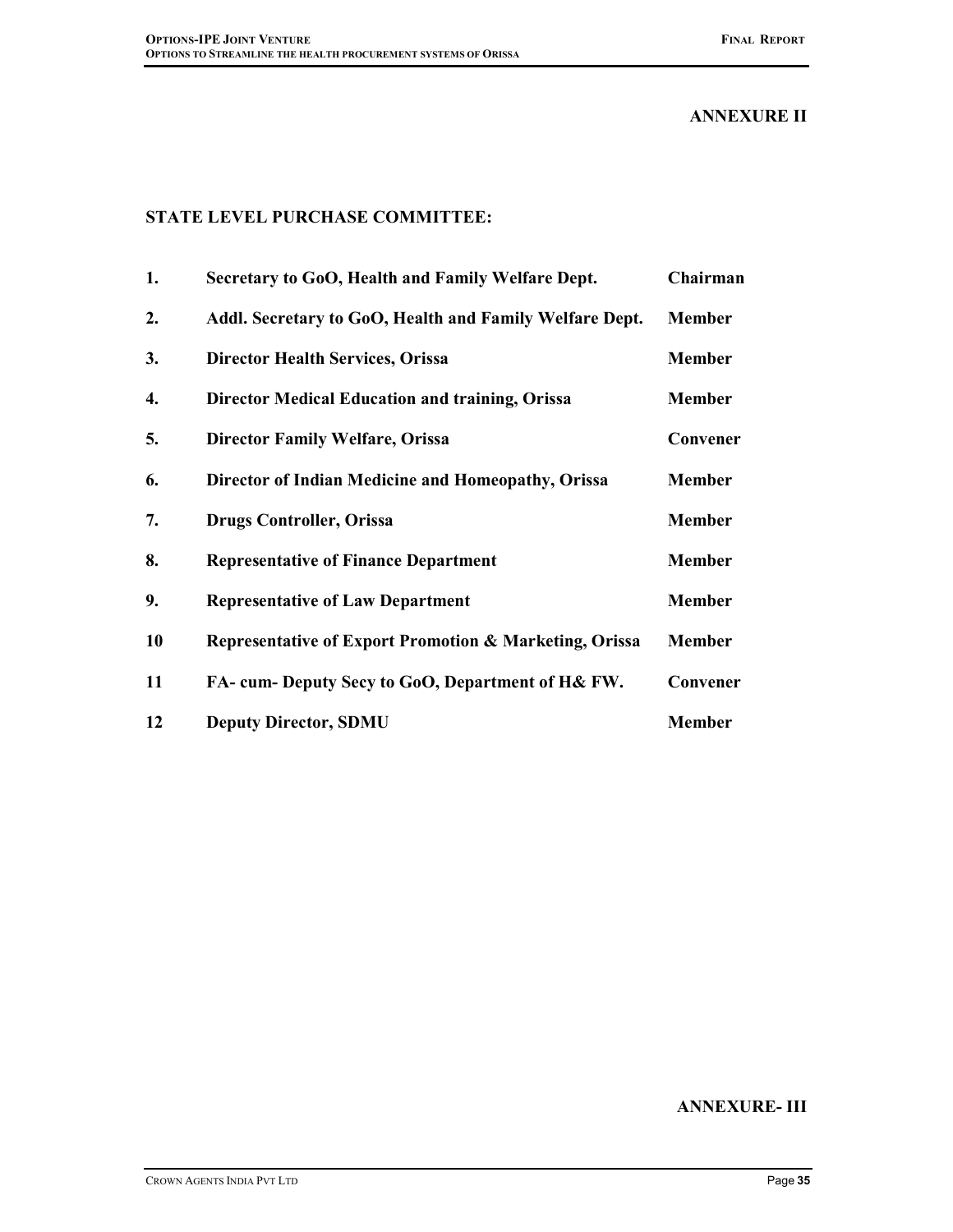**ANNEXURE II**

## STATE LEVEL PURCHASE COMMITTEE:

| | | |
|---|---|---|
| **1.** | **Secretary to GoO, Health and Family Welfare Dept.** | **Chairman** |
| **2.** | **Addl. Secretary to GoO, Health and Family Welfare Dept.** | **Member** |
| **3.** | **Director Health Services, Orissa** | **Member** |
| **4.** | **Director Medical Education and training, Orissa** | **Member** |
| **5.** | **Director Family Welfare, Orissa** | **Convener** |
| **6.** | **Director of Indian Medicine and Homeopathy, Orissa** | **Member** |
| **7.** | **Drugs Controller, Orissa** | **Member** |
| **8.** | **Representative of Finance Department** | **Member** |
| **9.** | **Representative of Law Department** | **Member** |
| **10** | **Representative of Export Promotion & Marketing, Orissa** | **Member** |
| **11** | **FA- cum- Deputy Secy to GoO, Department of H& FW.** | **Convener** |
| **12** | **Deputy Director, SDMU** | **Member** |

**ANNEXURE- III**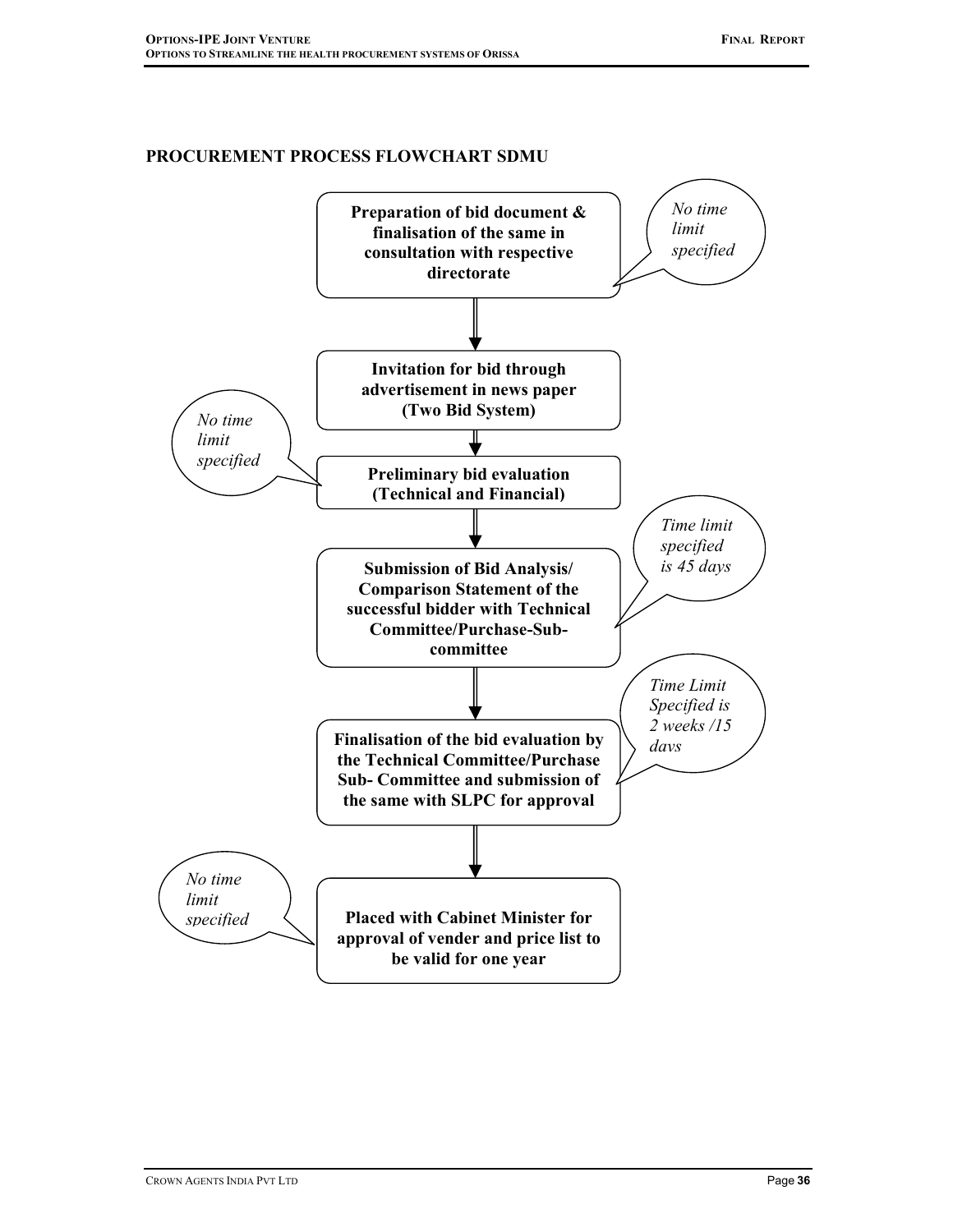## PROCUREMENT PROCESS FLOWCHART SDMU

**Preparation of bid document & finalisation of the same in consultation with respective directorate**

*No time limit specified*

↓

**Invitation for bid through advertisement in news paper (Two Bid System)**

↓

**Preliminary bid evaluation (Technical and Financial)**

*No time limit specified*

↓

**Submission of Bid Analysis/ Comparison Statement of the successful bidder with Technical Committee/Purchase-Sub-committee**

*Time limit specified is 45 days*

↓

**Finalisation of the bid evaluation by the Technical Committee/Purchase Sub- Committee and submission of the same with SLPC for approval**

*Time Limit Specified is 2 weeks /15 days*

↓

**Placed with Cabinet Minister for approval of vender and price list to be valid for one year**

*No time limit specified*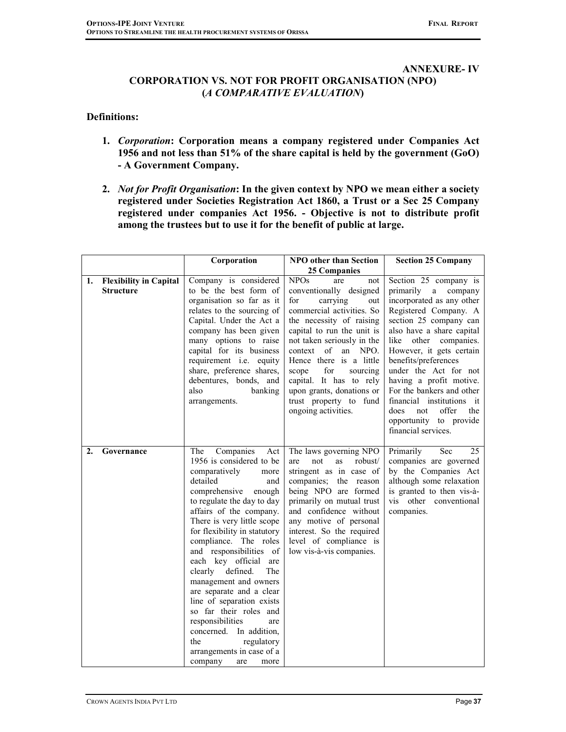## ANNEXURE- IV

## CORPORATION VS. NOT FOR PROFIT ORGANISATION (NPO) (*A COMPARATIVE EVALUATION*)

### Definitions:

1. ***Corporation*: Corporation means a company registered under Companies Act 1956 and not less than 51% of the share capital is held by the government (GoO) - A Government Company.**

2. ***Not for Profit Organisation*: In the given context by NPO we mean either a society registered under Societies Registration Act 1860, a Trust or a Sec 25 Company registered under companies Act 1956. - Objective is not to distribute profit among the trustees but to use it for the benefit of public at large.**

| | | Corporation | NPO other than Section 25 Companies | Section 25 Company |
|---|---|---|---|---|
| 1. | **Flexibility in Capital Structure** | Company is considered to be the best form of organisation so far as it relates to the sourcing of Capital. Under the Act a company has been given many options to raise capital for its business requirement i.e. equity share, preference shares, debentures, bonds, and also banking arrangements. | NPOs are not conventionally designed for carrying out commercial activities. So the necessity of raising capital to run the unit is not taken seriously in the context of an NPO. Hence there is a little scope for sourcing capital. It has to rely upon grants, donations or trust property to fund ongoing activities. | Section 25 company is primarily a company incorporated as any other Registered Company. A section 25 company can also have a share capital like other companies. However, it gets certain benefits/preferences under the Act for not having a profit motive. For the bankers and other financial institutions it does not offer the opportunity to provide financial services. |
| 2. | **Governance** | The Companies Act 1956 is considered to be comparatively more detailed and comprehensive enough to regulate the day to day affairs of the company. There is very little scope for flexibility in statutory compliance. The roles and responsibilities of each key official are clearly defined. The management and owners are separate and a clear line of separation exists so far their roles and responsibilities are concerned. In addition, the regulatory arrangements in case of a company are more | The laws governing NPO are not as robust/ stringent as in case of companies; the reason being NPO are formed primarily on mutual trust and confidence without any motive of personal interest. So the required level of compliance is low vis-à-vis companies. | Primarily Sec 25 companies are governed by the Companies Act although some relaxation is granted to then vis-à-vis other conventional companies. |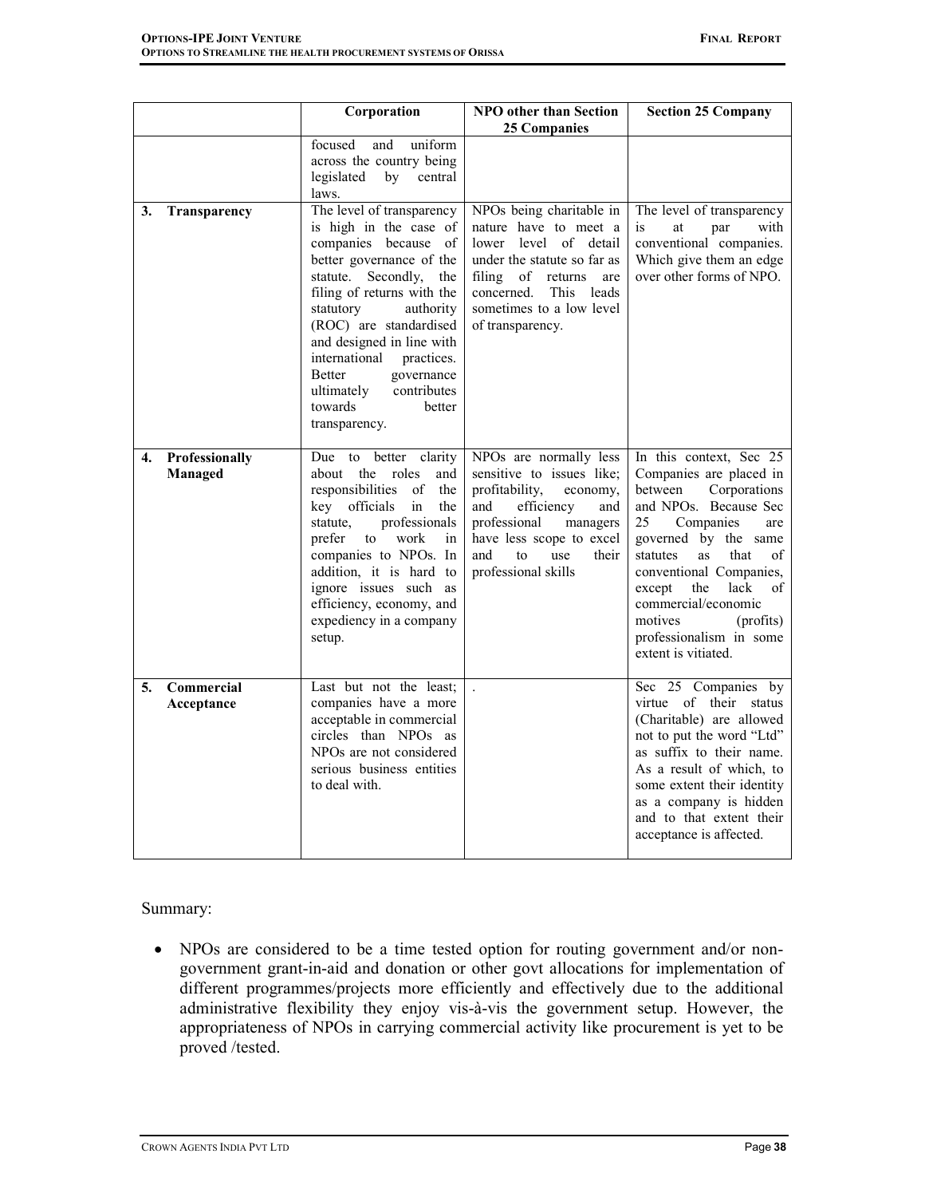| | Corporation | NPO other than Section 25 Companies | Section 25 Company |
|---|---|---|---|
| | focused and uniform across the country being legislated by central laws. | | |
| **3. Transparency** | The level of transparency is high in the case of companies because of better governance of the statute. Secondly, the filing of returns with the statutory authority (ROC) are standardised and designed in line with international practices. Better governance ultimately contributes towards better transparency. | NPOs being charitable in nature have to meet a lower level of detail under the statute so far as filing of returns are concerned. This leads sometimes to a low level of transparency. | The level of transparency is at par with conventional companies. Which give them an edge over other forms of NPO. |
| **4. Professionally Managed** | Due to better clarity about the roles and responsibilities of the key officials in the statute, professionals prefer to work in companies to NPOs. In addition, it is hard to ignore issues such as efficiency, economy, and expediency in a company setup. | NPOs are normally less sensitive to issues like; profitability, economy, and efficiency and professional managers have less scope to excel and to use their professional skills | In this context, Sec 25 Companies are placed in between Corporations and NPOs. Because Sec 25 Companies are governed by the same statutes as that of conventional Companies, except the lack of commercial/economic motives (profits) professionalism in some extent is vitiated. |
| **5. Commercial Acceptance** | Last but not the least; companies have a more acceptable in commercial circles than NPOs as NPOs are not considered serious business entities to deal with. | . | Sec 25 Companies by virtue of their status (Charitable) are allowed not to put the word "Ltd" as suffix to their name. As a result of which, to some extent their identity as a company is hidden and to that extent their acceptance is affected. |

Summary:

- NPOs are considered to be a time tested option for routing government and/or non-government grant-in-aid and donation or other govt allocations for implementation of different programmes/projects more efficiently and effectively due to the additional administrative flexibility they enjoy vis-à-vis the government setup. However, the appropriateness of NPOs in carrying commercial activity like procurement is yet to be proved /tested.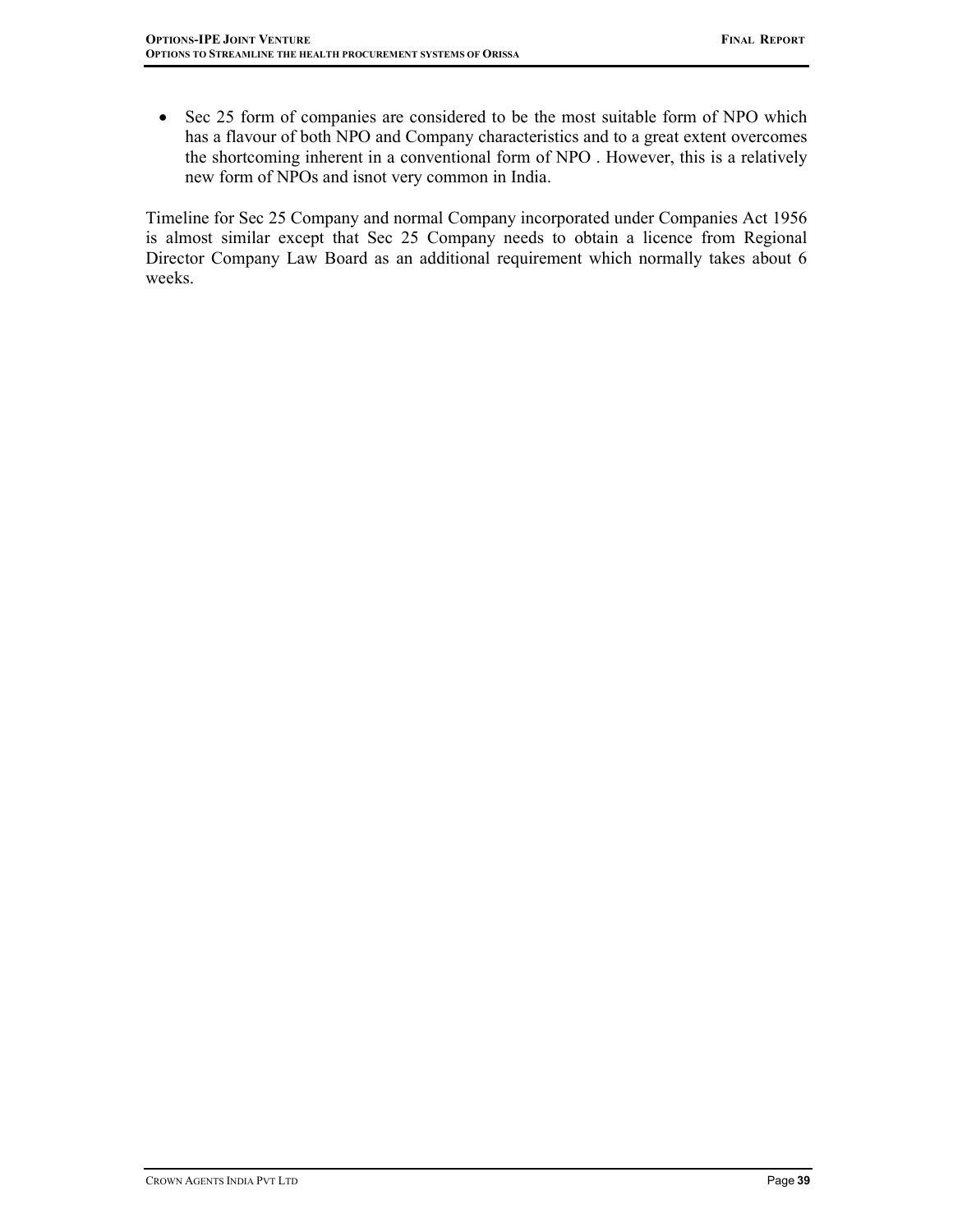- Sec 25 form of companies are considered to be the most suitable form of NPO which has a flavour of both NPO and Company characteristics and to a great extent overcomes the shortcoming inherent in a conventional form of NPO . However, this is a relatively new form of NPOs and isnot very common in India.

Timeline for Sec 25 Company and normal Company incorporated under Companies Act 1956 is almost similar except that Sec 25 Company needs to obtain a licence from Regional Director Company Law Board as an additional requirement which normally takes about 6 weeks.